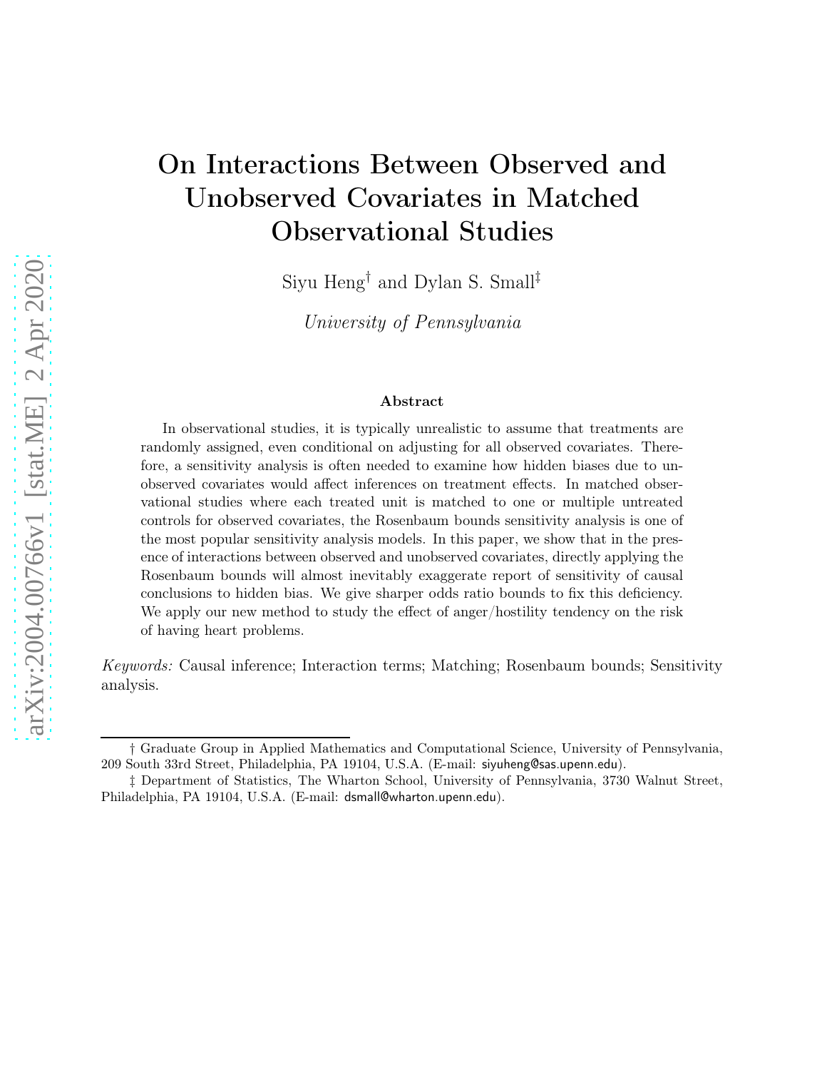# On Interactions Between Observed and Unobserved Covariates in Matched Observational Studies

Siyu Heng† and Dylan S. Small‡

*University of Pennsylvania*

### Abstract

In observational studies, it is typically unrealistic to assume that treatments are randomly assigned, even conditional on adjusting for all observed covariates. Therefore, a sensitivity analysis is often needed to examine how hidden biases due to unobserved covariates would affect inferences on treatment effects. In matched observational studies where each treated unit is matched to one or multiple untreated controls for observed covariates, the Rosenbaum bounds sensitivity analysis is one of the most popular sensitivity analysis models. In this paper, we show that in the presence of interactions between observed and unobserved covariates, directly applying the Rosenbaum bounds will almost inevitably exaggerate report of sensitivity of causal conclusions to hidden bias. We give sharper odds ratio bounds to fix this deficiency. We apply our new method to study the effect of anger/hostility tendency on the risk of having heart problems.

*Keywords:* Causal inference; Interaction terms; Matching; Rosenbaum bounds; Sensitivity analysis.

---

† Graduate Group in Applied Mathematics and Computational Science, University of Pennsylvania, 209 South 33rd Street, Philadelphia, PA 19104, U.S.A. (E-mail: siyuheng@sas.upenn.edu).

‡ Department of Statistics, The Wharton School, University of Pennsylvania, 3730 Walnut Street, Philadelphia, PA 19104, U.S.A. (E-mail: dsmall@wharton.upenn.edu).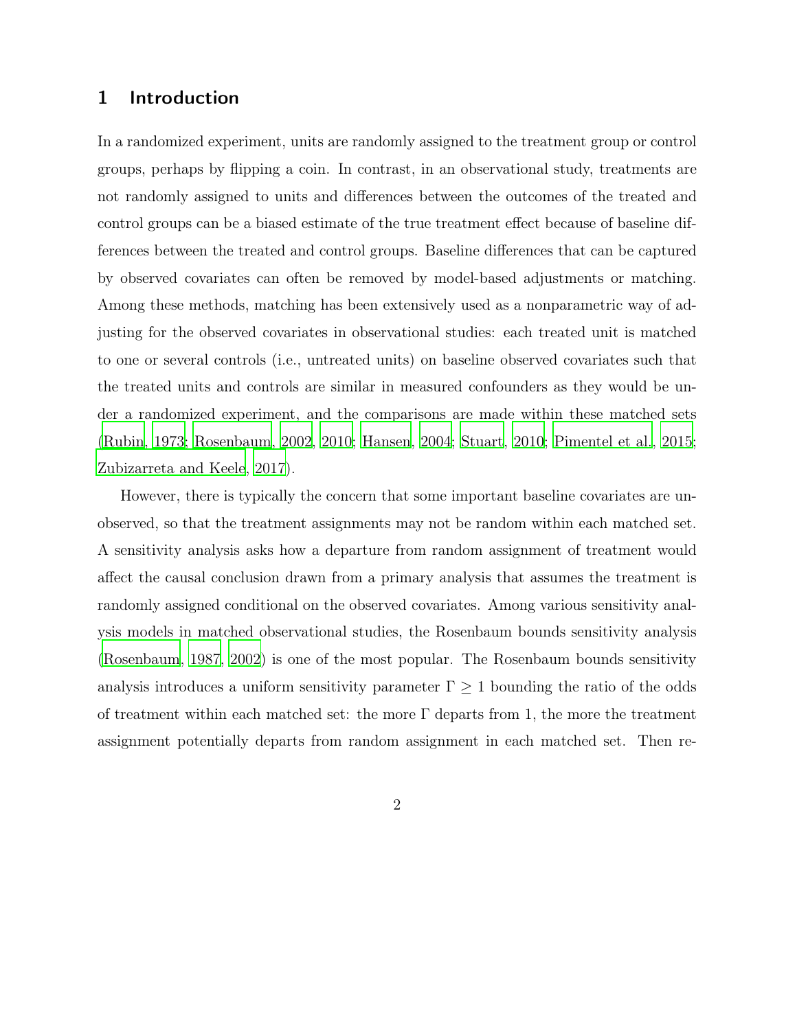## 1 Introduction

In a randomized experiment, units are randomly assigned to the treatment group or control groups, perhaps by flipping a coin. In contrast, in an observational study, treatments are not randomly assigned to units and differences between the outcomes of the treated and control groups can be a biased estimate of the true treatment effect because of baseline differences between the treated and control groups. Baseline differences that can be captured by observed covariates can often be removed by model-based adjustments or matching. Among these methods, matching has been extensively used as a nonparametric way of adjusting for the observed covariates in observational studies: each treated unit is matched to one or several controls (i.e., untreated units) on baseline observed covariates such that the treated units and controls are similar in measured confounders as they would be under a randomized experiment, and the comparisons are made within these matched sets (Rubin, 1973; Rosenbaum, 2002, 2010; Hansen, 2004; Stuart, 2010; Pimentel et al., 2015; Zubizarreta and Keele, 2017).

However, there is typically the concern that some important baseline covariates are unobserved, so that the treatment assignments may not be random within each matched set. A sensitivity analysis asks how a departure from random assignment of treatment would affect the causal conclusion drawn from a primary analysis that assumes the treatment is randomly assigned conditional on the observed covariates. Among various sensitivity analysis models in matched observational studies, the Rosenbaum bounds sensitivity analysis (Rosenbaum, 1987, 2002) is one of the most popular. The Rosenbaum bounds sensitivity analysis introduces a uniform sensitivity parameter $\Gamma \geq 1$ bounding the ratio of the odds of treatment within each matched set: the more $\Gamma$ departs from 1, the more the treatment assignment potentially departs from random assignment in each matched set. Then re-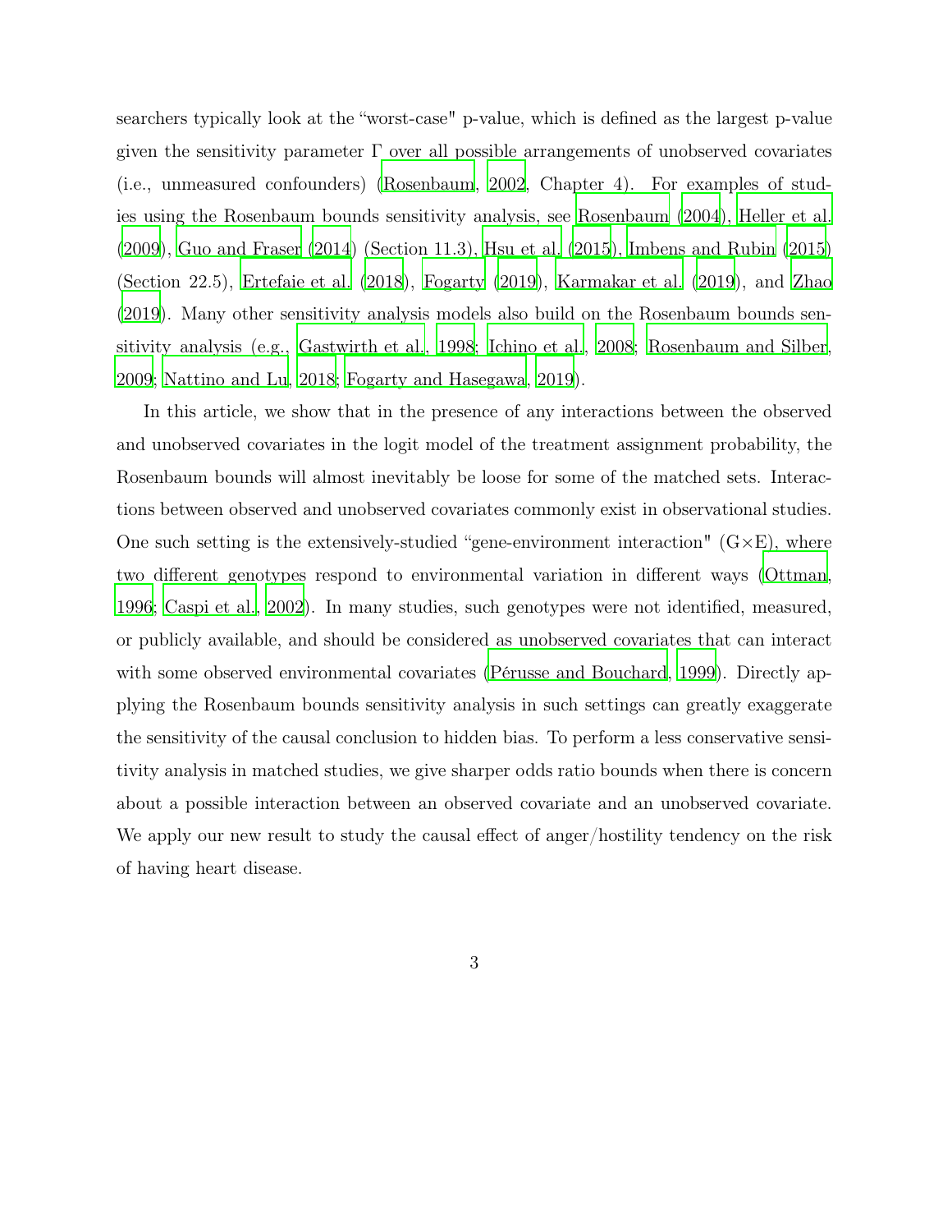searchers typically look at the "worst-case" p-value, which is defined as the largest p-value given the sensitivity parameter Γ over all possible arrangements of unobserved covariates (i.e., unmeasured confounders) (Rosenbaum, 2002, Chapter 4). For examples of studies using the Rosenbaum bounds sensitivity analysis, see Rosenbaum (2004), Heller et al. (2009), Guo and Fraser (2014) (Section 11.3), Hsu et al. (2015), Imbens and Rubin (2015) (Section 22.5), Ertefaie et al. (2018), Fogarty (2019), Karmakar et al. (2019), and Zhao (2019). Many other sensitivity analysis models also build on the Rosenbaum bounds sensitivity analysis (e.g., Gastwirth et al., 1998; Ichino et al., 2008; Rosenbaum and Silber, 2009; Nattino and Lu, 2018; Fogarty and Hasegawa, 2019).

In this article, we show that in the presence of any interactions between the observed and unobserved covariates in the logit model of the treatment assignment probability, the Rosenbaum bounds will almost inevitably be loose for some of the matched sets. Interactions between observed and unobserved covariates commonly exist in observational studies. One such setting is the extensively-studied "gene-environment interaction" (G×E), where two different genotypes respond to environmental variation in different ways (Ottman, 1996; Caspi et al., 2002). In many studies, such genotypes were not identified, measured, or publicly available, and should be considered as unobserved covariates that can interact with some observed environmental covariates (Pérusse and Bouchard, 1999). Directly applying the Rosenbaum bounds sensitivity analysis in such settings can greatly exaggerate the sensitivity of the causal conclusion to hidden bias. To perform a less conservative sensitivity analysis in matched studies, we give sharper odds ratio bounds when there is concern about a possible interaction between an observed covariate and an unobserved covariate. We apply our new result to study the causal effect of anger/hostility tendency on the risk of having heart disease.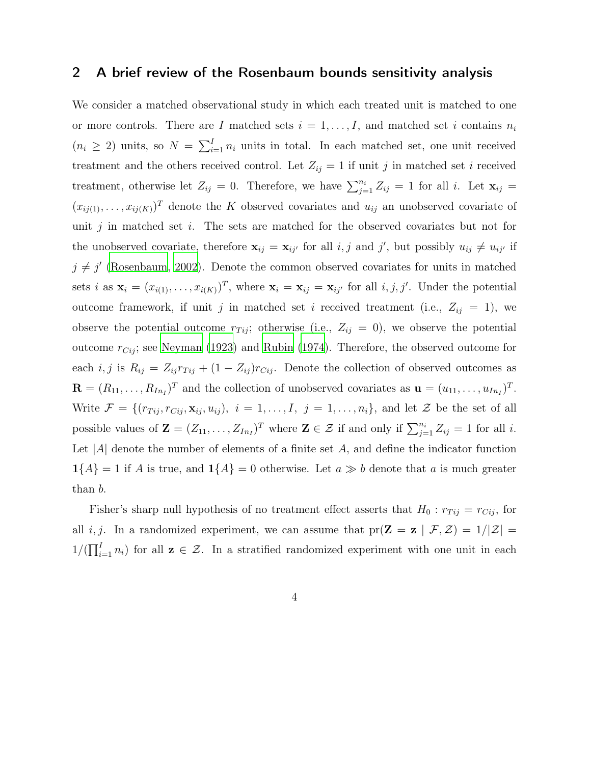## 2 A brief review of the Rosenbaum bounds sensitivity analysis

We consider a matched observational study in which each treated unit is matched to one or more controls. There are $I$ matched sets $i = 1, \ldots, I$, and matched set $i$ contains $n_i$ ($n_i \geq 2$) units, so $N = \sum_{i=1}^{I} n_i$ units in total. In each matched set, one unit received treatment and the others received control. Let $Z_{ij} = 1$ if unit $j$ in matched set $i$ received treatment, otherwise let $Z_{ij} = 0$. Therefore, we have $\sum_{j=1}^{n_i} Z_{ij} = 1$ for all $i$. Let $\mathbf{x}_{ij} = (x_{ij(1)}, \ldots, x_{ij(K)})^T$ denote the $K$ observed covariates and $u_{ij}$ an unobserved covariate of unit $j$ in matched set $i$. The sets are matched for the observed covariates but not for the unobserved covariate, therefore $\mathbf{x}_{ij} = \mathbf{x}_{ij'}$ for all $i, j$ and $j'$, but possibly $u_{ij} \neq u_{ij'}$ if $j \neq j'$ (Rosenbaum, 2002). Denote the common observed covariates for units in matched sets $i$ as $\mathbf{x}_i = (x_{i(1)}, \ldots, x_{i(K)})^T$, where $\mathbf{x}_i = \mathbf{x}_{ij} = \mathbf{x}_{ij'}$ for all $i, j, j'$. Under the potential outcome framework, if unit $j$ in matched set $i$ received treatment (i.e., $Z_{ij} = 1$), we observe the potential outcome $r_{Tij}$; otherwise (i.e., $Z_{ij} = 0$), we observe the potential outcome $r_{Cij}$; see Neyman (1923) and Rubin (1974). Therefore, the observed outcome for each $i, j$ is $R_{ij} = Z_{ij} r_{Tij} + (1 - Z_{ij}) r_{Cij}$. Denote the collection of observed outcomes as $\mathbf{R} = (R_{11}, \ldots, R_{In_I})^T$ and the collection of unobserved covariates as $\mathbf{u} = (u_{11}, \ldots, u_{In_I})^T$. Write $\mathcal{F} = \{(r_{Tij}, r_{Cij}, \mathbf{x}_{ij}, u_{ij}),\ i = 1, \ldots, I,\ j = 1, \ldots, n_i\}$, and let $\mathcal{Z}$ be the set of all possible values of $\mathbf{Z} = (Z_{11}, \ldots, Z_{In_I})^T$ where $\mathbf{Z} \in \mathcal{Z}$ if and only if $\sum_{j=1}^{n_i} Z_{ij} = 1$ for all $i$. Let $|A|$ denote the number of elements of a finite set $A$, and define the indicator function $\mathbf{1}\{A\} = 1$ if $A$ is true, and $\mathbf{1}\{A\} = 0$ otherwise. Let $a \gg b$ denote that $a$ is much greater than $b$.

Fisher's sharp null hypothesis of no treatment effect asserts that $H_0 : r_{Tij} = r_{Cij}$, for all $i, j$. In a randomized experiment, we can assume that $\text{pr}(\mathbf{Z} = \mathbf{z} \mid \mathcal{F}, \mathcal{Z}) = 1/|\mathcal{Z}| = 1/(\prod_{i=1}^{I} n_i)$ for all $\mathbf{z} \in \mathcal{Z}$. In a stratified randomized experiment with one unit in each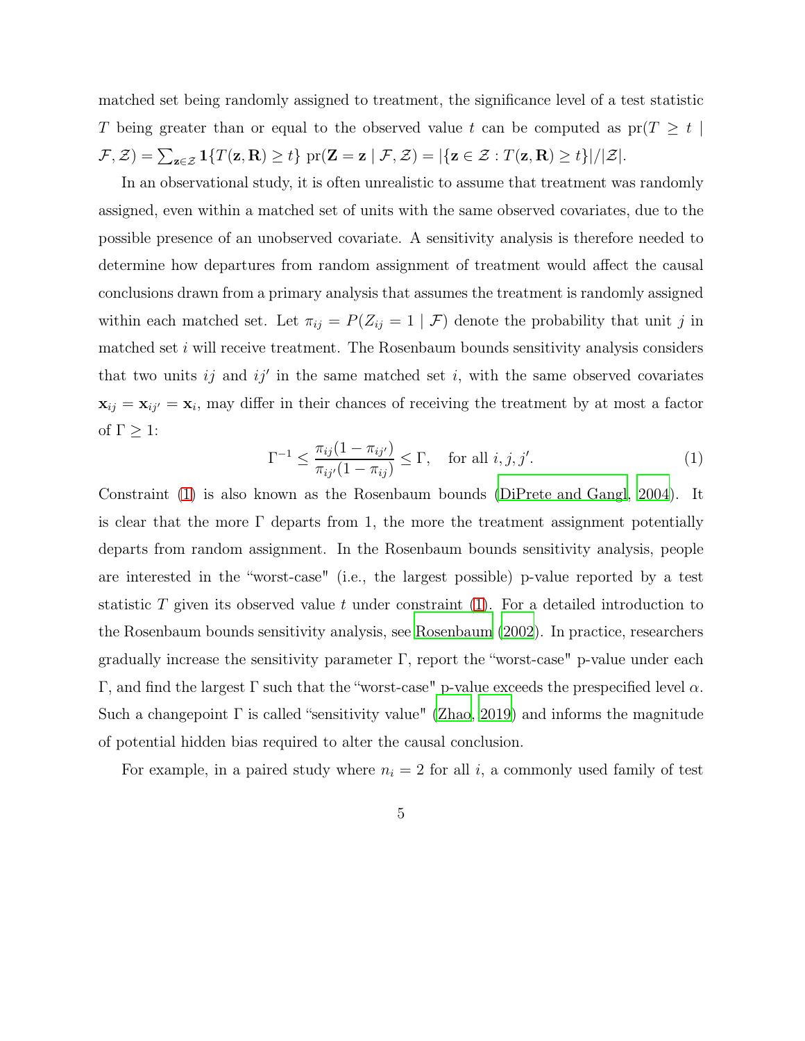matched set being randomly assigned to treatment, the significance level of a test statistic $T$ being greater than or equal to the observed value $t$ can be computed as $\text{pr}(T \geq t \mid \mathcal{F}, \mathcal{Z}) = \sum_{\mathbf{z}\in\mathcal{Z}} \mathbf{1}\{T(\mathbf{z}, \mathbf{R}) \geq t\} \ \text{pr}(\mathbf{Z} = \mathbf{z} \mid \mathcal{F}, \mathcal{Z}) = |\{\mathbf{z} \in \mathcal{Z} : T(\mathbf{z}, \mathbf{R}) \geq t\}|/|\mathcal{Z}|$.

In an observational study, it is often unrealistic to assume that treatment was randomly assigned, even within a matched set of units with the same observed covariates, due to the possible presence of an unobserved covariate. A sensitivity analysis is therefore needed to determine how departures from random assignment of treatment would affect the causal conclusions drawn from a primary analysis that assumes the treatment is randomly assigned within each matched set. Let $\pi_{ij} = P(Z_{ij} = 1 \mid \mathcal{F})$ denote the probability that unit $j$ in matched set $i$ will receive treatment. The Rosenbaum bounds sensitivity analysis considers that two units $ij$ and $ij'$ in the same matched set $i$, with the same observed covariates $\mathbf{x}_{ij} = \mathbf{x}_{ij'} = \mathbf{x}_i$, may differ in their chances of receiving the treatment by at most a factor of $\Gamma \geq 1$:

$$\Gamma^{-1} \leq \frac{\pi_{ij}(1-\pi_{ij'})}{\pi_{ij'}(1-\pi_{ij})} \leq \Gamma, \quad \text{for all } i, j, j'. \tag{1}$$

Constraint (1) is also known as the Rosenbaum bounds (DiPrete and Gangl, 2004). It is clear that the more $\Gamma$ departs from 1, the more the treatment assignment potentially departs from random assignment. In the Rosenbaum bounds sensitivity analysis, people are interested in the "worst-case" (i.e., the largest possible) p-value reported by a test statistic $T$ given its observed value $t$ under constraint (1). For a detailed introduction to the Rosenbaum bounds sensitivity analysis, see Rosenbaum (2002). In practice, researchers gradually increase the sensitivity parameter $\Gamma$, report the "worst-case" p-value under each $\Gamma$, and find the largest $\Gamma$ such that the "worst-case" p-value exceeds the prespecified level $\alpha$. Such a changepoint $\Gamma$ is called "sensitivity value" (Zhao, 2019) and informs the magnitude of potential hidden bias required to alter the causal conclusion.

For example, in a paired study where $n_i = 2$ for all $i$, a commonly used family of test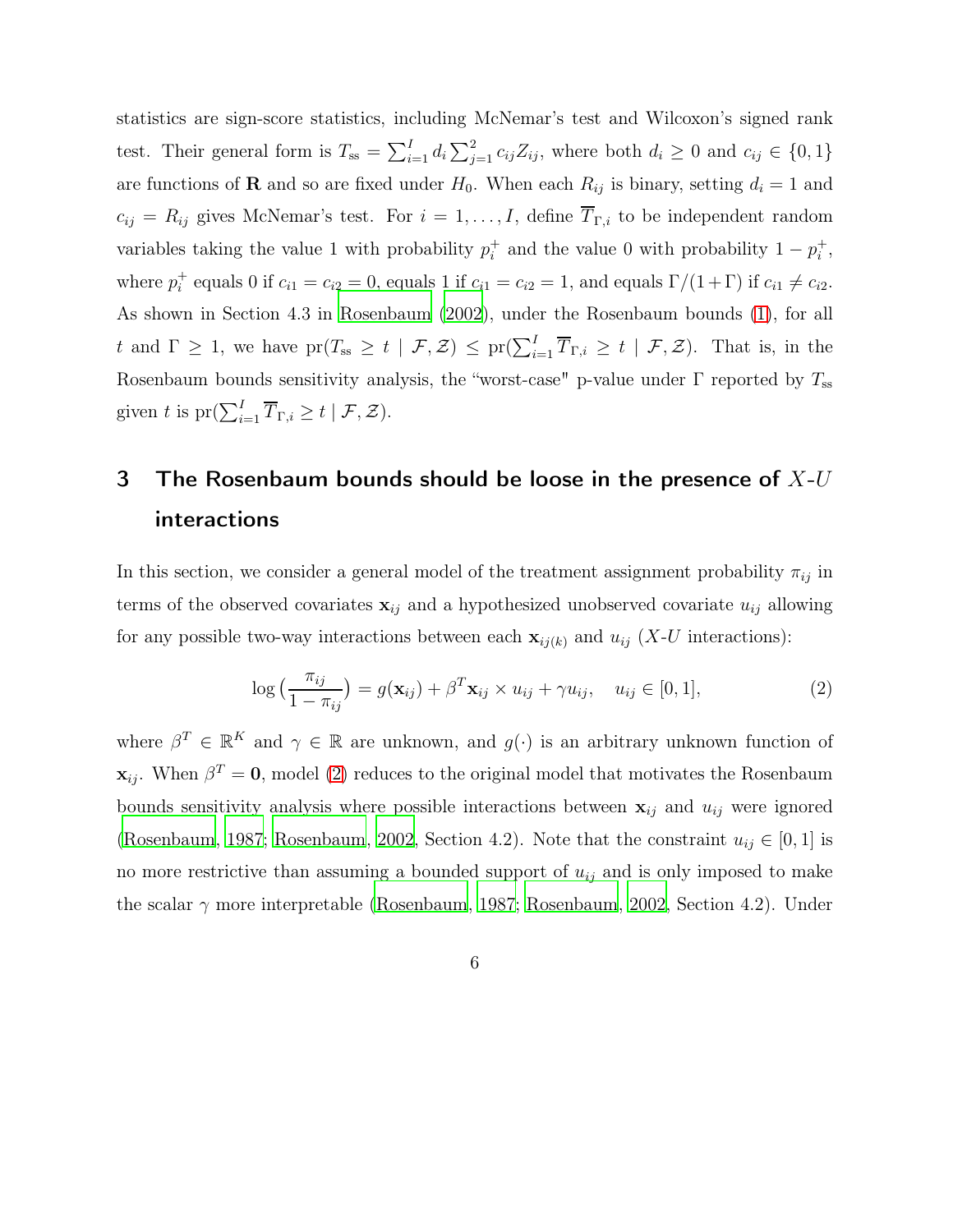statistics are sign-score statistics, including McNemar's test and Wilcoxon's signed rank test. Their general form is $T_{\text{ss}} = \sum_{i=1}^{I} d_i \sum_{j=1}^{2} c_{ij} Z_{ij}$, where both $d_i \geq 0$ and $c_{ij} \in \{0, 1\}$ are functions of $\mathbf{R}$ and so are fixed under $H_0$. When each $R_{ij}$ is binary, setting $d_i = 1$ and $c_{ij} = R_{ij}$ gives McNemar's test. For $i = 1, \dots, I$, define $\overline{T}_{\Gamma,i}$ to be independent random variables taking the value 1 with probability $p_i^+$ and the value 0 with probability $1 - p_i^+$, where $p_i^+$ equals 0 if $c_{i1} = c_{i2} = 0$, equals 1 if $c_{i1} = c_{i2} = 1$, and equals $\Gamma/(1+\Gamma)$ if $c_{i1} \neq c_{i2}$. As shown in Section 4.3 in Rosenbaum (2002), under the Rosenbaum bounds (1), for all $t$ and $\Gamma \geq 1$, we have $\text{pr}(T_{\text{ss}} \geq t \mid \mathcal{F}, \mathcal{Z}) \leq \text{pr}(\sum_{i=1}^{I} \overline{T}_{\Gamma,i} \geq t \mid \mathcal{F}, \mathcal{Z})$. That is, in the Rosenbaum bounds sensitivity analysis, the "worst-case" p-value under $\Gamma$ reported by $T_{\text{ss}}$ given $t$ is $\text{pr}(\sum_{i=1}^{I} \overline{T}_{\Gamma,i} \geq t \mid \mathcal{F}, \mathcal{Z})$.

## 3 The Rosenbaum bounds should be loose in the presence of $X$-$U$ interactions

In this section, we consider a general model of the treatment assignment probability $\pi_{ij}$ in terms of the observed covariates $\mathbf{x}_{ij}$ and a hypothesized unobserved covariate $u_{ij}$ allowing for any possible two-way interactions between each $\mathbf{x}_{ij(k)}$ and $u_{ij}$ ($X$-$U$ interactions):

$$\log\Big(\frac{\pi_{ij}}{1 - \pi_{ij}}\Big) = g(\mathbf{x}_{ij}) + \beta^T \mathbf{x}_{ij} \times u_{ij} + \gamma u_{ij}, \quad u_{ij} \in [0, 1], \tag{2}$$

where $\beta^T \in \mathbb{R}^K$ and $\gamma \in \mathbb{R}$ are unknown, and $g(\cdot)$ is an arbitrary unknown function of $\mathbf{x}_{ij}$. When $\beta^T = \mathbf{0}$, model (2) reduces to the original model that motivates the Rosenbaum bounds sensitivity analysis where possible interactions between $\mathbf{x}_{ij}$ and $u_{ij}$ were ignored (Rosenbaum, 1987; Rosenbaum, 2002, Section 4.2). Note that the constraint $u_{ij} \in [0, 1]$ is no more restrictive than assuming a bounded support of $u_{ij}$ and is only imposed to make the scalar $\gamma$ more interpretable (Rosenbaum, 1987; Rosenbaum, 2002, Section 4.2). Under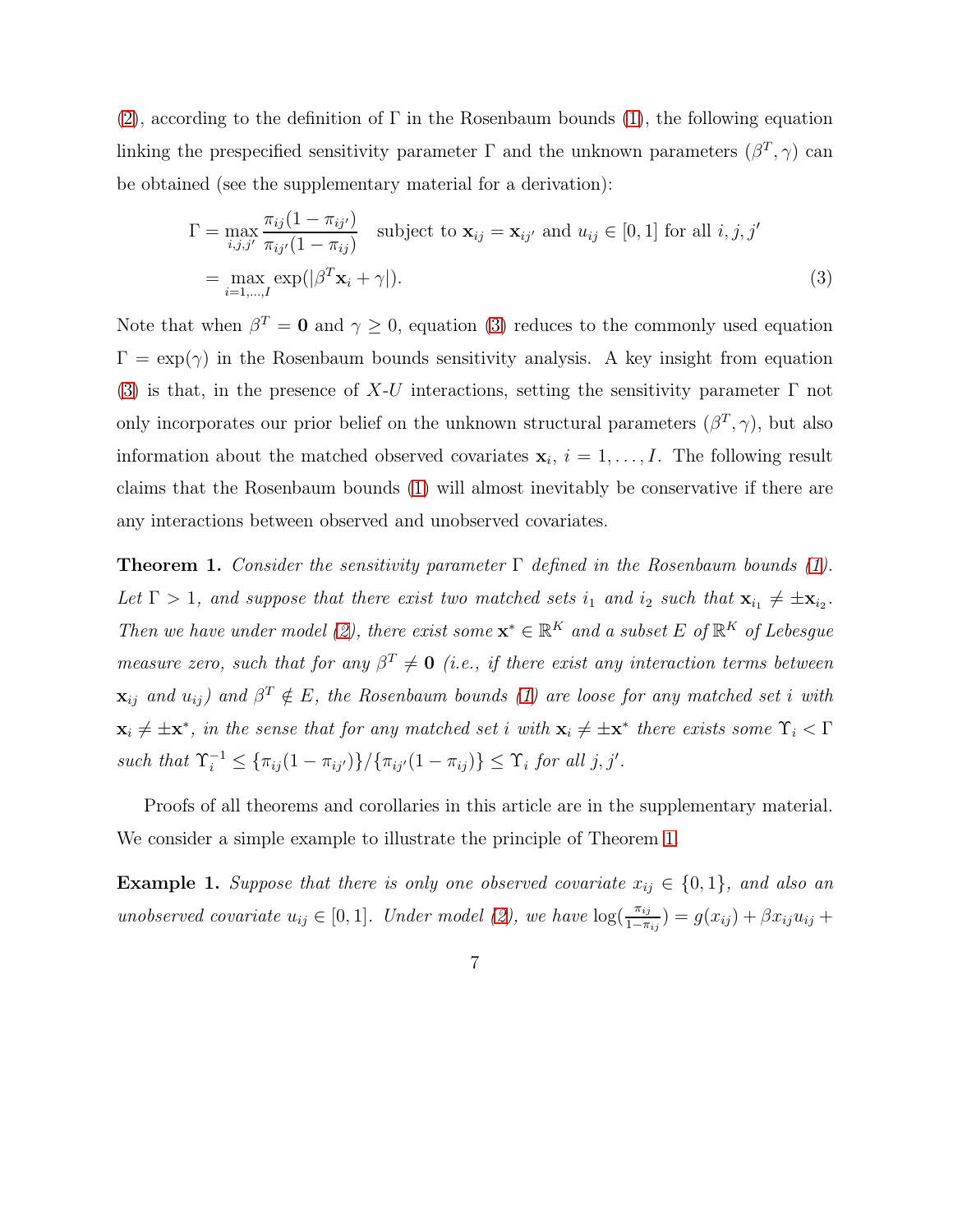(2), according to the definition of $\Gamma$ in the Rosenbaum bounds (1), the following equation linking the prespecified sensitivity parameter $\Gamma$ and the unknown parameters $(\beta^T, \gamma)$ can be obtained (see the supplementary material for a derivation):

$$
\begin{aligned}
\Gamma &= \max_{i,j,j'} \frac{\pi_{ij}(1-\pi_{ij'})}{\pi_{ij'}(1-\pi_{ij})} \quad \text{subject to } \mathbf{x}_{ij} = \mathbf{x}_{ij'} \text{ and } u_{ij} \in [0,1] \text{ for all } i, j, j' \\
&= \max_{i=1,\dots,I} \exp(|\beta^T \mathbf{x}_i + \gamma|). \qquad (3)
\end{aligned}
$$

Note that when $\beta^T = \mathbf{0}$ and $\gamma \geq 0$, equation (3) reduces to the commonly used equation $\Gamma = \exp(\gamma)$ in the Rosenbaum bounds sensitivity analysis. A key insight from equation (3) is that, in the presence of $X$-$U$ interactions, setting the sensitivity parameter $\Gamma$ not only incorporates our prior belief on the unknown structural parameters $(\beta^T, \gamma)$, but also information about the matched observed covariates $\mathbf{x}_i$, $i = 1, \dots, I$. The following result claims that the Rosenbaum bounds (1) will almost inevitably be conservative if there are any interactions between observed and unobserved covariates.

**Theorem 1.** *Consider the sensitivity parameter $\Gamma$ defined in the Rosenbaum bounds (1). Let $\Gamma > 1$, and suppose that there exist two matched sets $i_1$ and $i_2$ such that $\mathbf{x}_{i_1} \neq \pm \mathbf{x}_{i_2}$. Then we have under model (2), there exist some $\mathbf{x}^* \in \mathbb{R}^K$ and a subset $E$ of $\mathbb{R}^K$ of Lebesgue measure zero, such that for any $\beta^T \neq \mathbf{0}$ (i.e., if there exist any interaction terms between $\mathbf{x}_{ij}$ and $u_{ij}$) and $\beta^T \notin E$, the Rosenbaum bounds (1) are loose for any matched set $i$ with $\mathbf{x}_i \neq \pm \mathbf{x}^*$, in the sense that for any matched set $i$ with $\mathbf{x}_i \neq \pm \mathbf{x}^*$ there exists some $\Upsilon_i < \Gamma$ such that $\Upsilon_i^{-1} \leq \{\pi_{ij}(1-\pi_{ij'})\}/\{\pi_{ij'}(1-\pi_{ij})\} \leq \Upsilon_i$ for all $j, j'$.*

Proofs of all theorems and corollaries in this article are in the supplementary material. We consider a simple example to illustrate the principle of Theorem 1.

**Example 1.** *Suppose that there is only one observed covariate $x_{ij} \in \{0, 1\}$, and also an unobserved covariate $u_{ij} \in [0, 1]$. Under model (2), we have $\log(\frac{\pi_{ij}}{1-\pi_{ij}}) = g(x_{ij}) + \beta x_{ij} u_{ij} +$*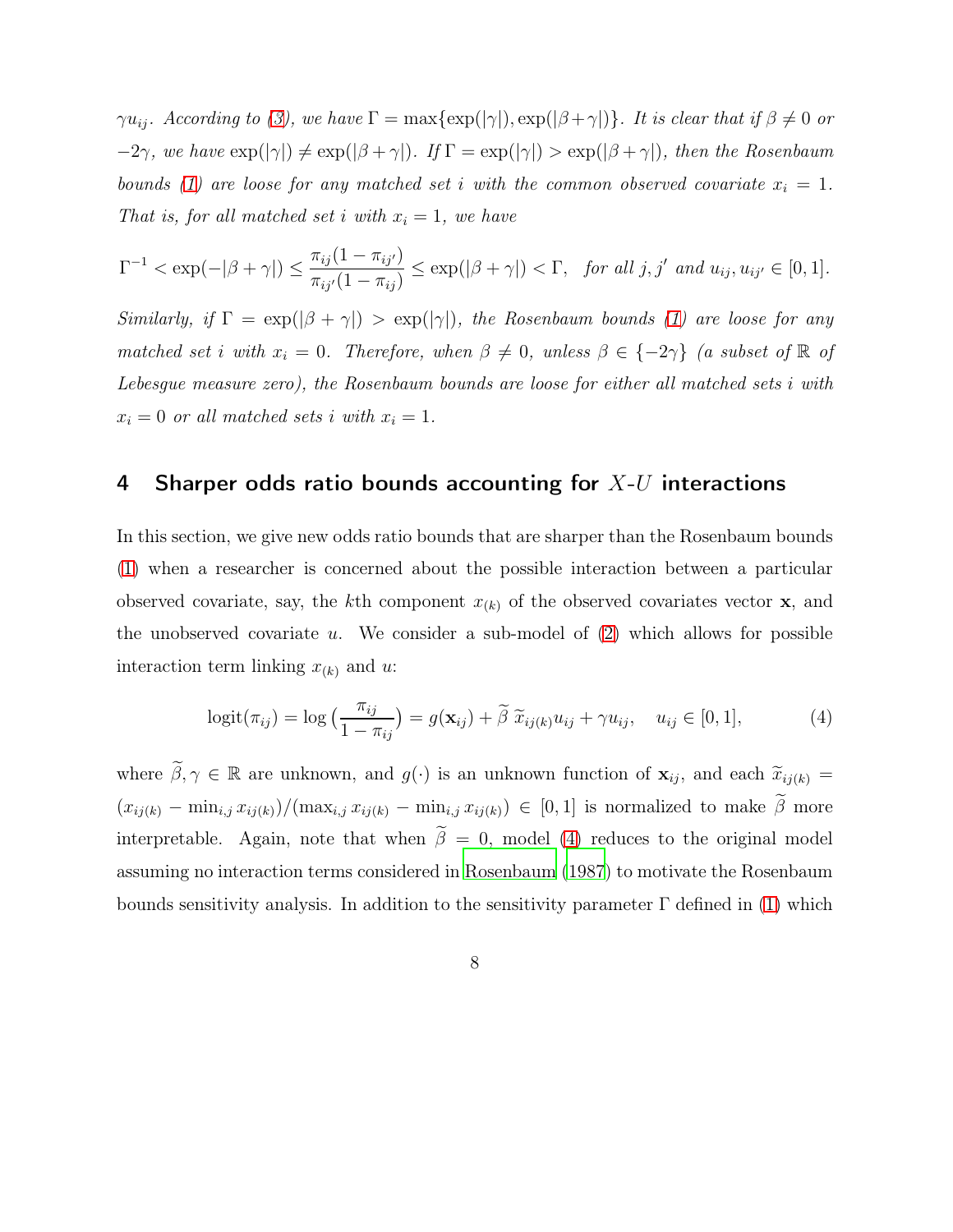*$\gamma u_{ij}$. According to (3), we have $\Gamma = \max\{\exp(|\gamma|), \exp(|\beta+\gamma|)\}$. It is clear that if $\beta \neq 0$ or $-2\gamma$, we have $\exp(|\gamma|) \neq \exp(|\beta+\gamma|)$. If $\Gamma = \exp(|\gamma|) > \exp(|\beta+\gamma|)$, then the Rosenbaum bounds (1) are loose for any matched set $i$ with the common observed covariate $x_i = 1$. That is, for all matched set $i$ with $x_i = 1$, we have*

$$\Gamma^{-1} < \exp(-|\beta+\gamma|) \leq \frac{\pi_{ij}(1-\pi_{ij'})}{\pi_{ij'}(1-\pi_{ij})} \leq \exp(|\beta+\gamma|) < \Gamma, \quad \textit{for all } j, j' \textit{ and } u_{ij}, u_{ij'} \in [0,1].$$

*Similarly, if $\Gamma = \exp(|\beta+\gamma|) > \exp(|\gamma|)$, the Rosenbaum bounds (1) are loose for any matched set $i$ with $x_i = 0$. Therefore, when $\beta \neq 0$, unless $\beta \in \{-2\gamma\}$ (a subset of $\mathbb{R}$ of Lebesgue measure zero), the Rosenbaum bounds are loose for either all matched sets $i$ with $x_i = 0$ or all matched sets $i$ with $x_i = 1$.*

## 4 Sharper odds ratio bounds accounting for $X$-$U$ interactions

In this section, we give new odds ratio bounds that are sharper than the Rosenbaum bounds (1) when a researcher is concerned about the possible interaction between a particular observed covariate, say, the $k$th component $x_{(k)}$ of the observed covariates vector $\mathbf{x}$, and the unobserved covariate $u$. We consider a sub-model of (2) which allows for possible interaction term linking $x_{(k)}$ and $u$:

$$\text{logit}(\pi_{ij}) = \log\big(\frac{\pi_{ij}}{1-\pi_{ij}}\big) = g(\mathbf{x}_{ij}) + \widetilde{\beta}\, \widetilde{x}_{ij(k)} u_{ij} + \gamma u_{ij}, \quad u_{ij} \in [0,1], \tag{4}$$

where $\widetilde{\beta}, \gamma \in \mathbb{R}$ are unknown, and $g(\cdot)$ is an unknown function of $\mathbf{x}_{ij}$, and each $\widetilde{x}_{ij(k)} = (x_{ij(k)} - \min_{i,j} x_{ij(k)})/(\max_{i,j} x_{ij(k)} - \min_{i,j} x_{ij(k)}) \in [0,1]$ is normalized to make $\widetilde{\beta}$ more interpretable. Again, note that when $\widetilde{\beta} = 0$, model (4) reduces to the original model assuming no interaction terms considered in Rosenbaum (1987) to motivate the Rosenbaum bounds sensitivity analysis. In addition to the sensitivity parameter $\Gamma$ defined in (1) which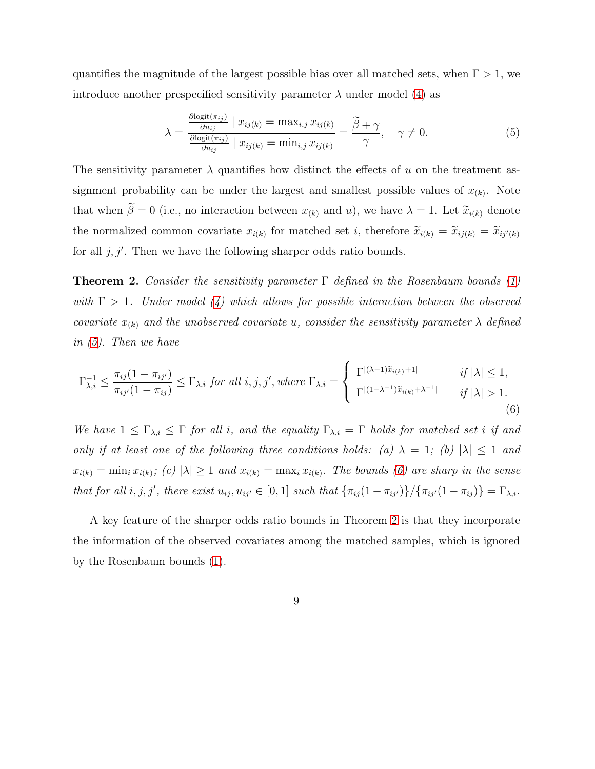quantifies the magnitude of the largest possible bias over all matched sets, when $\Gamma > 1$, we introduce another prespecified sensitivity parameter $\lambda$ under model (4) as

$$\lambda = \frac{\frac{\partial \text{logit}(\pi_{ij})}{\partial u_{ij}} \mid x_{ij(k)} = \max_{i,j} x_{ij(k)}}{\frac{\partial \text{logit}(\pi_{ij})}{\partial u_{ij}} \mid x_{ij(k)} = \min_{i,j} x_{ij(k)}} = \frac{\widetilde{\beta} + \gamma}{\gamma}, \quad \gamma \neq 0. \tag{5}$$

The sensitivity parameter $\lambda$ quantifies how distinct the effects of $u$ on the treatment assignment probability can be under the largest and smallest possible values of $x_{(k)}$. Note that when $\widetilde{\beta} = 0$ (i.e., no interaction between $x_{(k)}$ and $u$), we have $\lambda = 1$. Let $\widetilde{x}_{i(k)}$ denote the normalized common covariate $x_{i(k)}$ for matched set $i$, therefore $\widetilde{x}_{i(k)} = \widetilde{x}_{ij(k)} = \widetilde{x}_{ij'(k)}$ for all $j, j'$. Then we have the following sharper odds ratio bounds.

**Theorem 2.** *Consider the sensitivity parameter $\Gamma$ defined in the Rosenbaum bounds (1) with $\Gamma > 1$. Under model (4) which allows for possible interaction between the observed covariate $x_{(k)}$ and the unobserved covariate $u$, consider the sensitivity parameter $\lambda$ defined in (5). Then we have*

$$\Gamma_{\lambda,i}^{-1} \leq \frac{\pi_{ij}(1-\pi_{ij'})}{\pi_{ij'}(1-\pi_{ij})} \leq \Gamma_{\lambda,i} \text{ for all } i,j,j', \text{ where } \Gamma_{\lambda,i} = \begin{cases} \Gamma^{|(\lambda-1)\widetilde{x}_{i(k)}+1|} & \text{if } |\lambda| \leq 1, \\ \Gamma^{|(1-\lambda^{-1})\widetilde{x}_{i(k)}+\lambda^{-1}|} & \text{if } |\lambda| > 1. \end{cases} \tag{6}$$

*We have $1 \leq \Gamma_{\lambda,i} \leq \Gamma$ for all $i$, and the equality $\Gamma_{\lambda,i} = \Gamma$ holds for matched set $i$ if and only if at least one of the following three conditions holds: (a) $\lambda = 1$; (b) $|\lambda| \leq 1$ and $x_{i(k)} = \min_i x_{i(k)}$; (c) $|\lambda| \geq 1$ and $x_{i(k)} = \max_i x_{i(k)}$. The bounds (6) are sharp in the sense that for all $i, j, j'$, there exist $u_{ij}, u_{ij'} \in [0,1]$ such that $\{\pi_{ij}(1-\pi_{ij'})\}/\{\pi_{ij'}(1-\pi_{ij})\} = \Gamma_{\lambda,i}$.*

A key feature of the sharper odds ratio bounds in Theorem 2 is that they incorporate the information of the observed covariates among the matched samples, which is ignored by the Rosenbaum bounds (1).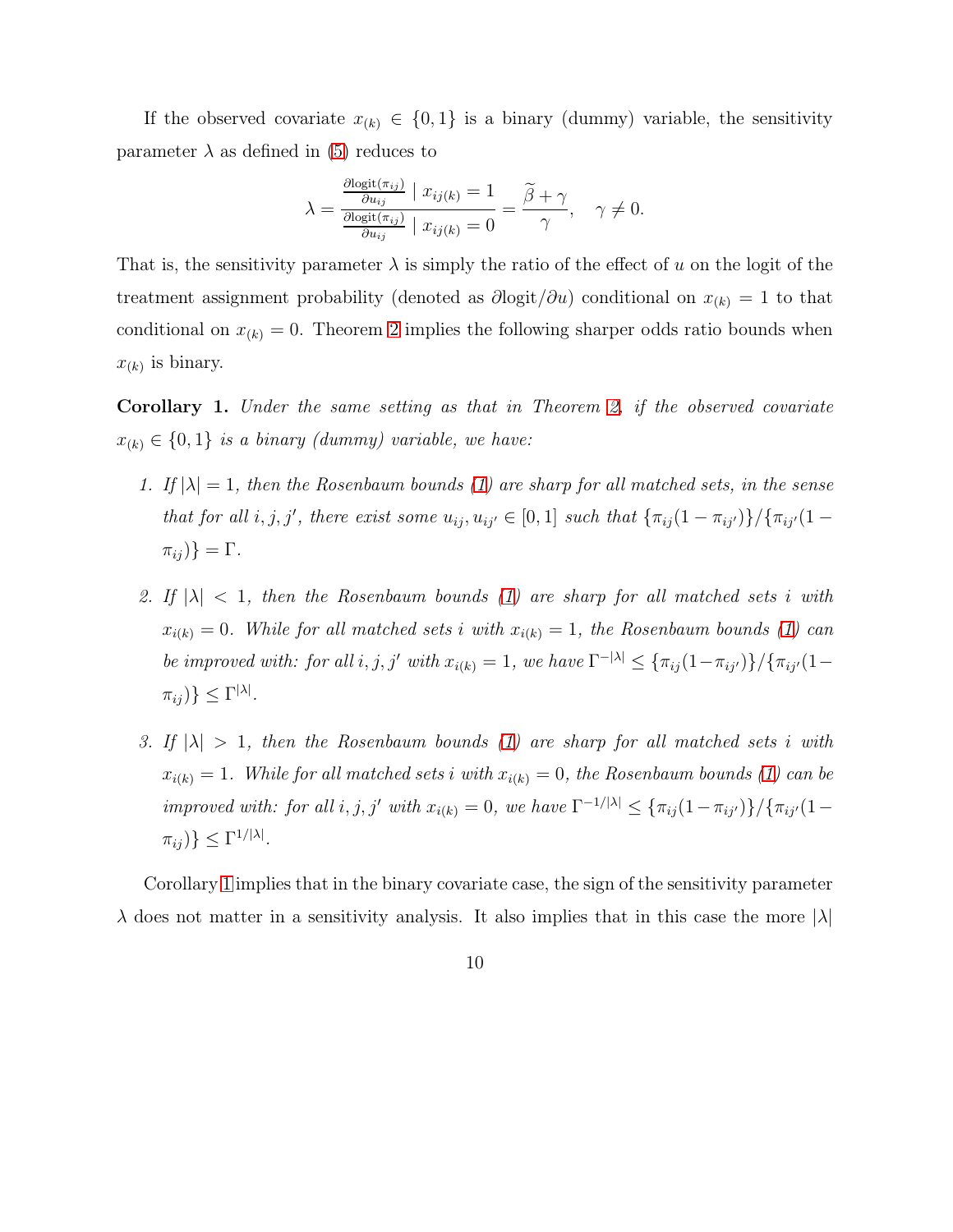If the observed covariate $x_{(k)} \in \{0, 1\}$ is a binary (dummy) variable, the sensitivity parameter $\lambda$ as defined in (5) reduces to

$$\lambda = \frac{\frac{\partial \text{logit}(\pi_{ij})}{\partial u_{ij}} \mid x_{ij(k)} = 1}{\frac{\partial \text{logit}(\pi_{ij})}{\partial u_{ij}} \mid x_{ij(k)} = 0} = \frac{\widetilde{\beta} + \gamma}{\gamma}, \quad \gamma \neq 0.$$

That is, the sensitivity parameter $\lambda$ is simply the ratio of the effect of $u$ on the logit of the treatment assignment probability (denoted as $\partial \text{logit}/\partial u$) conditional on $x_{(k)} = 1$ to that conditional on $x_{(k)} = 0$. Theorem 2 implies the following sharper odds ratio bounds when $x_{(k)}$ is binary.

**Corollary 1.** *Under the same setting as that in Theorem 2, if the observed covariate $x_{(k)} \in \{0, 1\}$ is a binary (dummy) variable, we have:*

1. *If $|\lambda| = 1$, then the Rosenbaum bounds (1) are sharp for all matched sets, in the sense that for all $i, j, j'$, there exist some $u_{ij}, u_{ij'} \in [0, 1]$ such that $\{\pi_{ij}(1 - \pi_{ij'})\}/\{\pi_{ij'}(1 - \pi_{ij})\} = \Gamma$.*
2. *If $|\lambda| < 1$, then the Rosenbaum bounds (1) are sharp for all matched sets $i$ with $x_{i(k)} = 0$. While for all matched sets $i$ with $x_{i(k)} = 1$, the Rosenbaum bounds (1) can be improved with: for all $i, j, j'$ with $x_{i(k)} = 1$, we have $\Gamma^{-|\lambda|} \leq \{\pi_{ij}(1 - \pi_{ij'})\}/\{\pi_{ij'}(1 - \pi_{ij})\} \leq \Gamma^{|\lambda|}$.*
3. *If $|\lambda| > 1$, then the Rosenbaum bounds (1) are sharp for all matched sets $i$ with $x_{i(k)} = 1$. While for all matched sets $i$ with $x_{i(k)} = 0$, the Rosenbaum bounds (1) can be improved with: for all $i, j, j'$ with $x_{i(k)} = 0$, we have $\Gamma^{-1/|\lambda|} \leq \{\pi_{ij}(1 - \pi_{ij'})\}/\{\pi_{ij'}(1 - \pi_{ij})\} \leq \Gamma^{1/|\lambda|}$.*

Corollary 1 implies that in the binary covariate case, the sign of the sensitivity parameter $\lambda$ does not matter in a sensitivity analysis. It also implies that in this case the more $|\lambda|$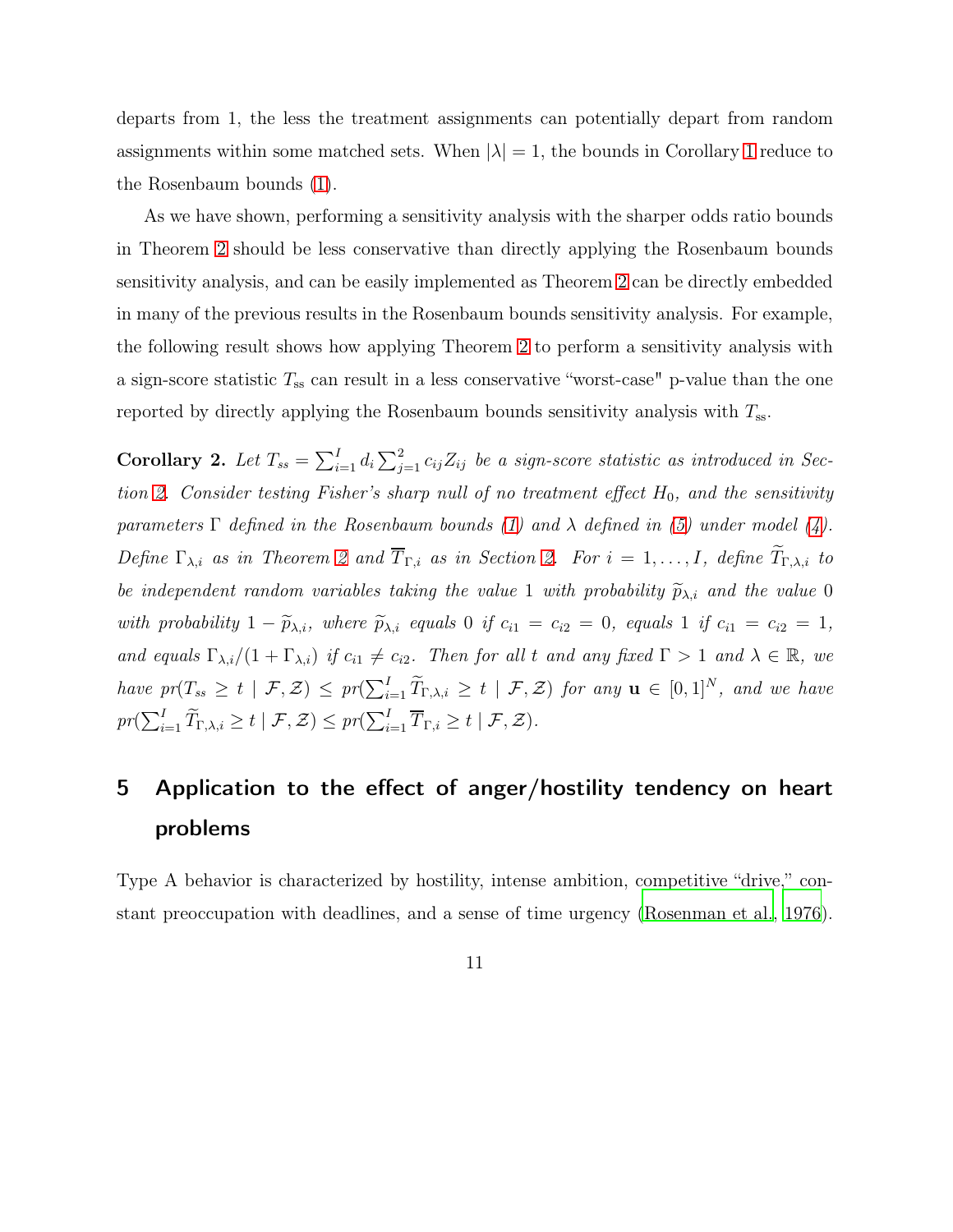departs from 1, the less the treatment assignments can potentially depart from random assignments within some matched sets. When $|\lambda| = 1$, the bounds in Corollary 1 reduce to the Rosenbaum bounds (1).

As we have shown, performing a sensitivity analysis with the sharper odds ratio bounds in Theorem 2 should be less conservative than directly applying the Rosenbaum bounds sensitivity analysis, and can be easily implemented as Theorem 2 can be directly embedded in many of the previous results in the Rosenbaum bounds sensitivity analysis. For example, the following result shows how applying Theorem 2 to perform a sensitivity analysis with a sign-score statistic $T_{\text{ss}}$ can result in a less conservative "worst-case" p-value than the one reported by directly applying the Rosenbaum bounds sensitivity analysis with $T_{\text{ss}}$.

**Corollary 2.** *Let $T_{ss} = \sum_{i=1}^{I} d_i \sum_{j=1}^{2} c_{ij} Z_{ij}$ be a sign-score statistic as introduced in Section 2. Consider testing Fisher's sharp null of no treatment effect $H_0$, and the sensitivity parameters $\Gamma$ defined in the Rosenbaum bounds (1) and $\lambda$ defined in (5) under model (4). Define $\Gamma_{\lambda,i}$ as in Theorem 2 and $\overline{T}_{\Gamma,i}$ as in Section 2. For $i = 1, \dots, I$, define $\widetilde{T}_{\Gamma,\lambda,i}$ to be independent random variables taking the value 1 with probability $\widetilde{p}_{\lambda,i}$ and the value 0 with probability $1 - \widetilde{p}_{\lambda,i}$, where $\widetilde{p}_{\lambda,i}$ equals 0 if $c_{i1} = c_{i2} = 0$, equals 1 if $c_{i1} = c_{i2} = 1$, and equals $\Gamma_{\lambda,i}/(1 + \Gamma_{\lambda,i})$ if $c_{i1} \neq c_{i2}$. Then for all $t$ and any fixed $\Gamma > 1$ and $\lambda \in \mathbb{R}$, we have $pr(T_{ss} \geq t \mid \mathcal{F}, \mathcal{Z}) \leq pr(\sum_{i=1}^{I} \widetilde{T}_{\Gamma,\lambda,i} \geq t \mid \mathcal{F}, \mathcal{Z})$ for any $\mathbf{u} \in [0,1]^N$, and we have $pr(\sum_{i=1}^{I} \widetilde{T}_{\Gamma,\lambda,i} \geq t \mid \mathcal{F}, \mathcal{Z}) \leq pr(\sum_{i=1}^{I} \overline{T}_{\Gamma,i} \geq t \mid \mathcal{F}, \mathcal{Z})$.*

# 5 Application to the effect of anger/hostility tendency on heart problems

Type A behavior is characterized by hostility, intense ambition, competitive "drive," constant preoccupation with deadlines, and a sense of time urgency (Rosenman et al., 1976).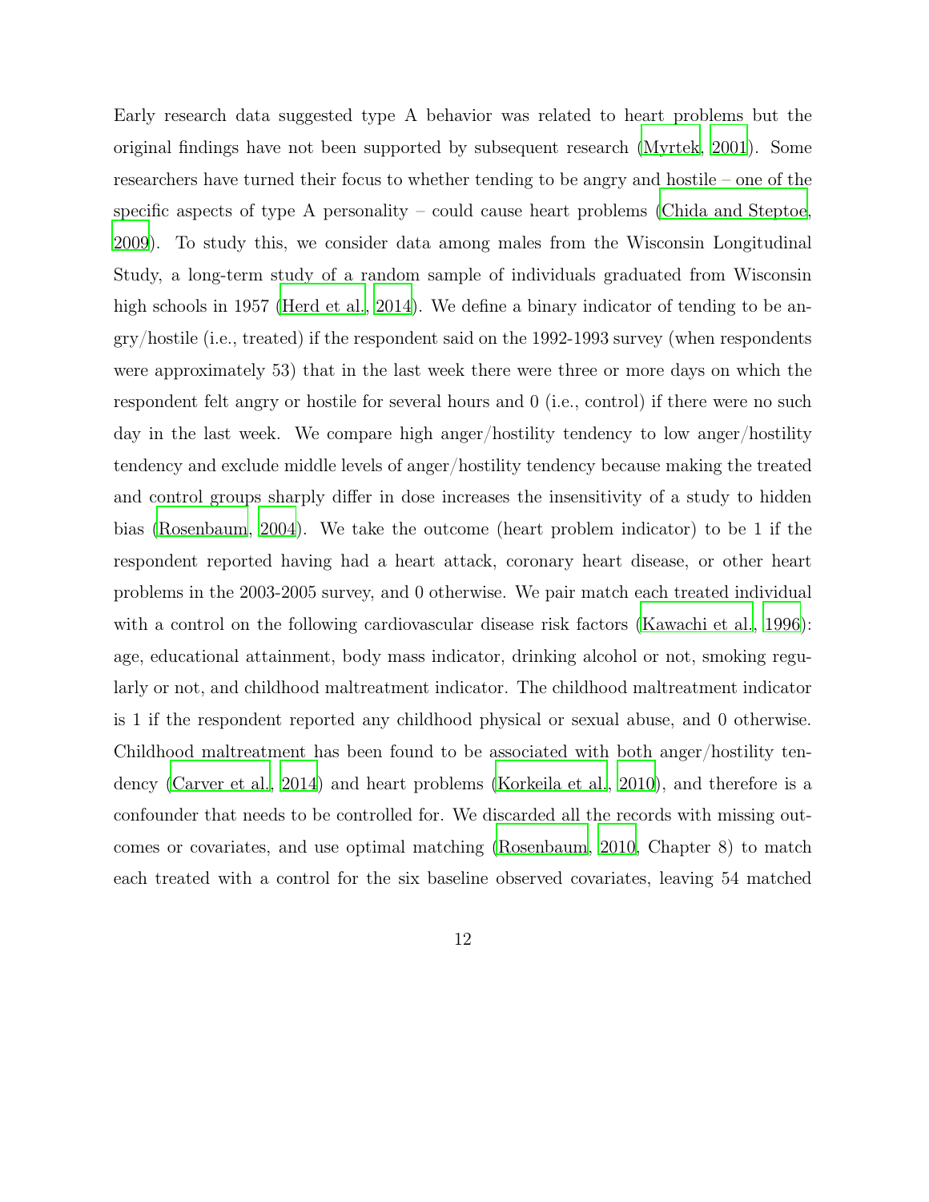Early research data suggested type A behavior was related to heart problems but the original findings have not been supported by subsequent research (Myrtek, 2001). Some researchers have turned their focus to whether tending to be angry and hostile – one of the specific aspects of type A personality – could cause heart problems (Chida and Steptoe, 2009). To study this, we consider data among males from the Wisconsin Longitudinal Study, a long-term study of a random sample of individuals graduated from Wisconsin high schools in 1957 (Herd et al., 2014). We define a binary indicator of tending to be angry/hostile (i.e., treated) if the respondent said on the 1992-1993 survey (when respondents were approximately 53) that in the last week there were three or more days on which the respondent felt angry or hostile for several hours and 0 (i.e., control) if there were no such day in the last week. We compare high anger/hostility tendency to low anger/hostility tendency and exclude middle levels of anger/hostility tendency because making the treated and control groups sharply differ in dose increases the insensitivity of a study to hidden bias (Rosenbaum, 2004). We take the outcome (heart problem indicator) to be 1 if the respondent reported having had a heart attack, coronary heart disease, or other heart problems in the 2003-2005 survey, and 0 otherwise. We pair match each treated individual with a control on the following cardiovascular disease risk factors (Kawachi et al., 1996): age, educational attainment, body mass indicator, drinking alcohol or not, smoking regularly or not, and childhood maltreatment indicator. The childhood maltreatment indicator is 1 if the respondent reported any childhood physical or sexual abuse, and 0 otherwise. Childhood maltreatment has been found to be associated with both anger/hostility tendency (Carver et al., 2014) and heart problems (Korkeila et al., 2010), and therefore is a confounder that needs to be controlled for. We discarded all the records with missing outcomes or covariates, and use optimal matching (Rosenbaum, 2010, Chapter 8) to match each treated with a control for the six baseline observed covariates, leaving 54 matched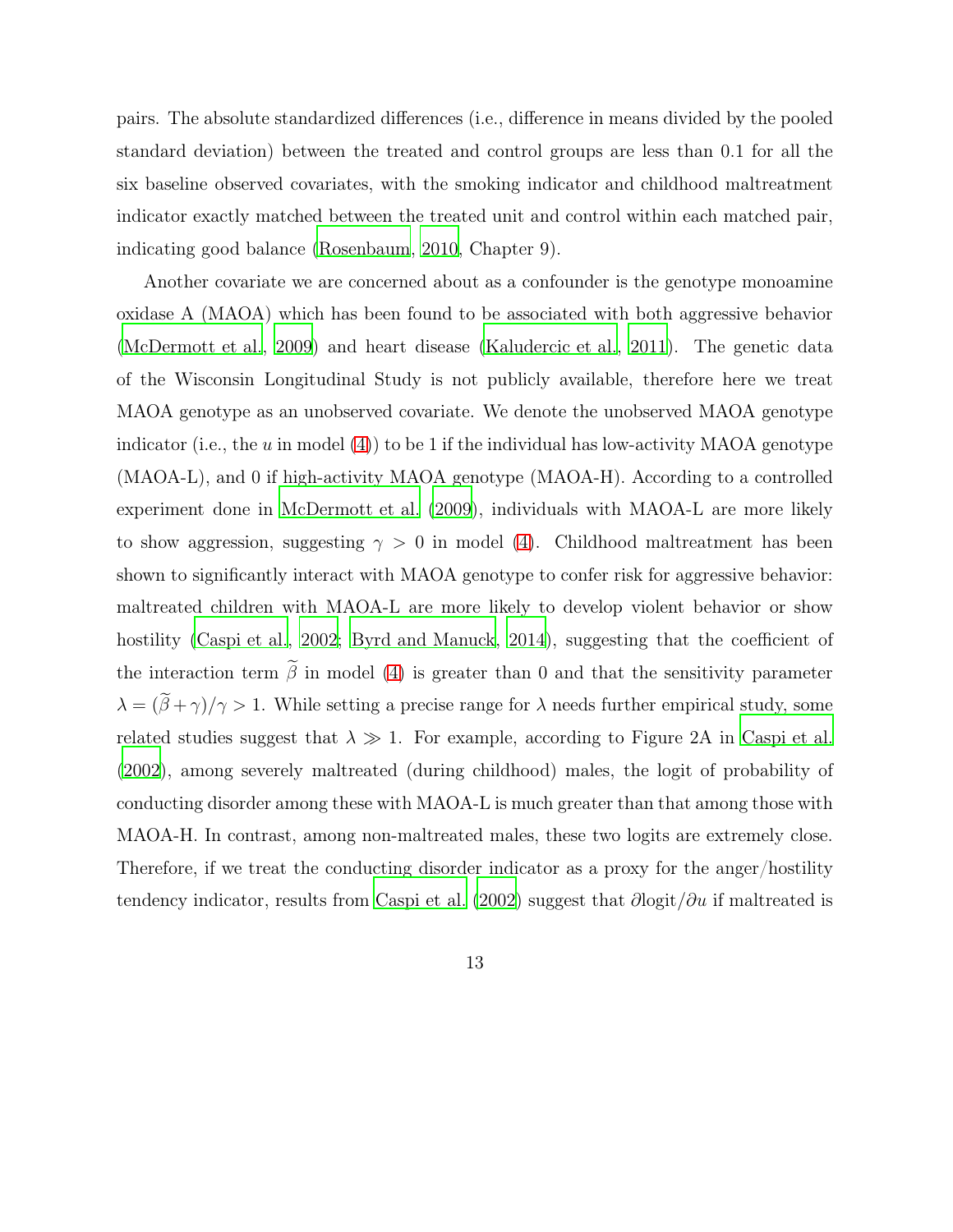pairs. The absolute standardized differences (i.e., difference in means divided by the pooled standard deviation) between the treated and control groups are less than 0.1 for all the six baseline observed covariates, with the smoking indicator and childhood maltreatment indicator exactly matched between the treated unit and control within each matched pair, indicating good balance (Rosenbaum, 2010, Chapter 9).

Another covariate we are concerned about as a confounder is the genotype monoamine oxidase A (MAOA) which has been found to be associated with both aggressive behavior (McDermott et al., 2009) and heart disease (Kaludercic et al., 2011). The genetic data of the Wisconsin Longitudinal Study is not publicly available, therefore here we treat MAOA genotype as an unobserved covariate. We denote the unobserved MAOA genotype indicator (i.e., the $u$ in model (4)) to be 1 if the individual has low-activity MAOA genotype (MAOA-L), and 0 if high-activity MAOA genotype (MAOA-H). According to a controlled experiment done in McDermott et al. (2009), individuals with MAOA-L are more likely to show aggression, suggesting $\gamma > 0$ in model (4). Childhood maltreatment has been shown to significantly interact with MAOA genotype to confer risk for aggressive behavior: maltreated children with MAOA-L are more likely to develop violent behavior or show hostility (Caspi et al., 2002; Byrd and Manuck, 2014), suggesting that the coefficient of the interaction term $\widetilde{\beta}$ in model (4) is greater than 0 and that the sensitivity parameter $\lambda = (\widetilde{\beta} + \gamma)/\gamma > 1$. While setting a precise range for $\lambda$ needs further empirical study, some related studies suggest that $\lambda \gg 1$. For example, according to Figure 2A in Caspi et al. (2002), among severely maltreated (during childhood) males, the logit of probability of conducting disorder among these with MAOA-L is much greater than that among those with MAOA-H. In contrast, among non-maltreated males, these two logits are extremely close. Therefore, if we treat the conducting disorder indicator as a proxy for the anger/hostility tendency indicator, results from Caspi et al. (2002) suggest that $\partial \text{logit}/\partial u$ if maltreated is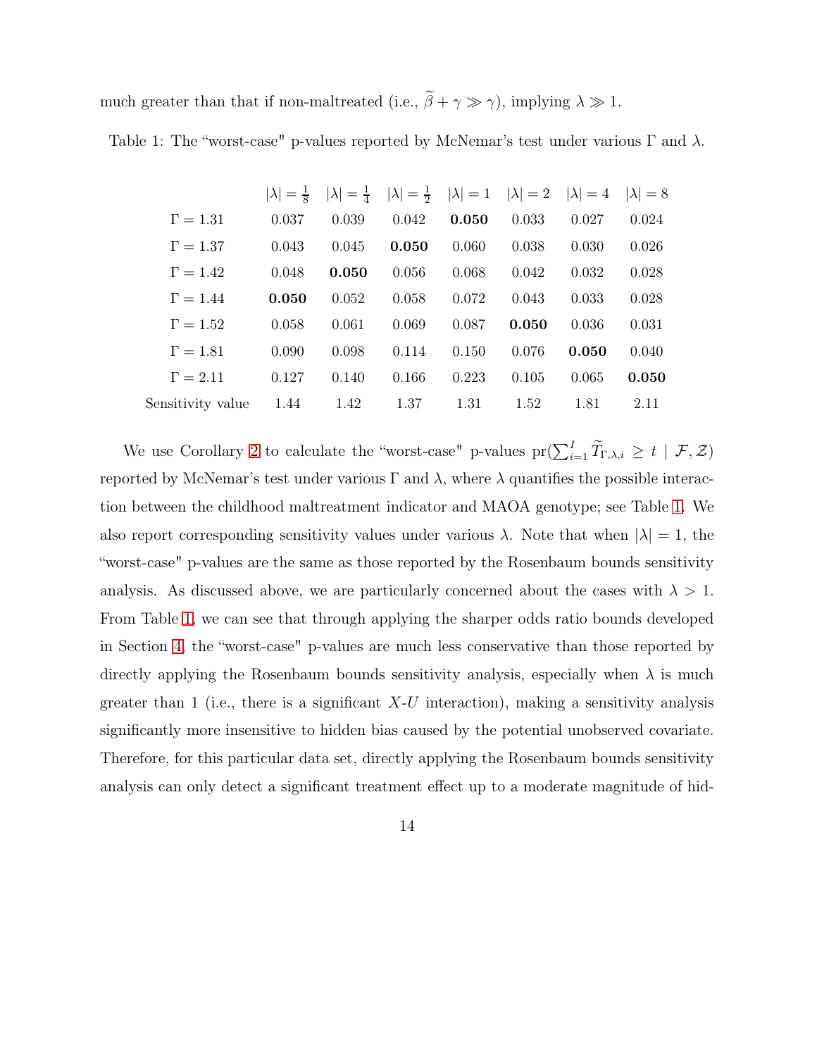much greater than that if non-maltreated (i.e., $\widetilde{\beta} + \gamma \gg \gamma$), implying $\lambda \gg 1$.

Table 1: The "worst-case" p-values reported by McNemar's test under various $\Gamma$ and $\lambda$.

| | $\lvert\lambda\rvert = \frac{1}{8}$ | $\lvert\lambda\rvert = \frac{1}{4}$ | $\lvert\lambda\rvert = \frac{1}{2}$ | $\lvert\lambda\rvert = 1$ | $\lvert\lambda\rvert = 2$ | $\lvert\lambda\rvert = 4$ | $\lvert\lambda\rvert = 8$ |
|---|---|---|---|---|---|---|---|
| $\Gamma = 1.31$ | 0.037 | 0.039 | 0.042 | **0.050** | 0.033 | 0.027 | 0.024 |
| $\Gamma = 1.37$ | 0.043 | 0.045 | **0.050** | 0.060 | 0.038 | 0.030 | 0.026 |
| $\Gamma = 1.42$ | 0.048 | **0.050** | 0.056 | 0.068 | 0.042 | 0.032 | 0.028 |
| $\Gamma = 1.44$ | **0.050** | 0.052 | 0.058 | 0.072 | 0.043 | 0.033 | 0.028 |
| $\Gamma = 1.52$ | 0.058 | 0.061 | 0.069 | 0.087 | **0.050** | 0.036 | 0.031 |
| $\Gamma = 1.81$ | 0.090 | 0.098 | 0.114 | 0.150 | 0.076 | **0.050** | 0.040 |
| $\Gamma = 2.11$ | 0.127 | 0.140 | 0.166 | 0.223 | 0.105 | 0.065 | **0.050** |
| Sensitivity value | 1.44 | 1.42 | 1.37 | 1.31 | 1.52 | 1.81 | 2.11 |

We use Corollary 2 to calculate the "worst-case" p-values $\text{pr}(\sum_{i=1}^{I} \widetilde{T}_{\Gamma,\lambda,i} \geq t \mid \mathcal{F}, \mathcal{Z})$ reported by McNemar's test under various $\Gamma$ and $\lambda$, where $\lambda$ quantifies the possible interaction between the childhood maltreatment indicator and MAOA genotype; see Table 1. We also report corresponding sensitivity values under various $\lambda$. Note that when $\lvert\lambda\rvert = 1$, the "worst-case" p-values are the same as those reported by the Rosenbaum bounds sensitivity analysis. As discussed above, we are particularly concerned about the cases with $\lambda > 1$. From Table 1, we can see that through applying the sharper odds ratio bounds developed in Section 4, the "worst-case" p-values are much less conservative than those reported by directly applying the Rosenbaum bounds sensitivity analysis, especially when $\lambda$ is much greater than 1 (i.e., there is a significant $X$-$U$ interaction), making a sensitivity analysis significantly more insensitive to hidden bias caused by the potential unobserved covariate. Therefore, for this particular data set, directly applying the Rosenbaum bounds sensitivity analysis can only detect a significant treatment effect up to a moderate magnitude of hid-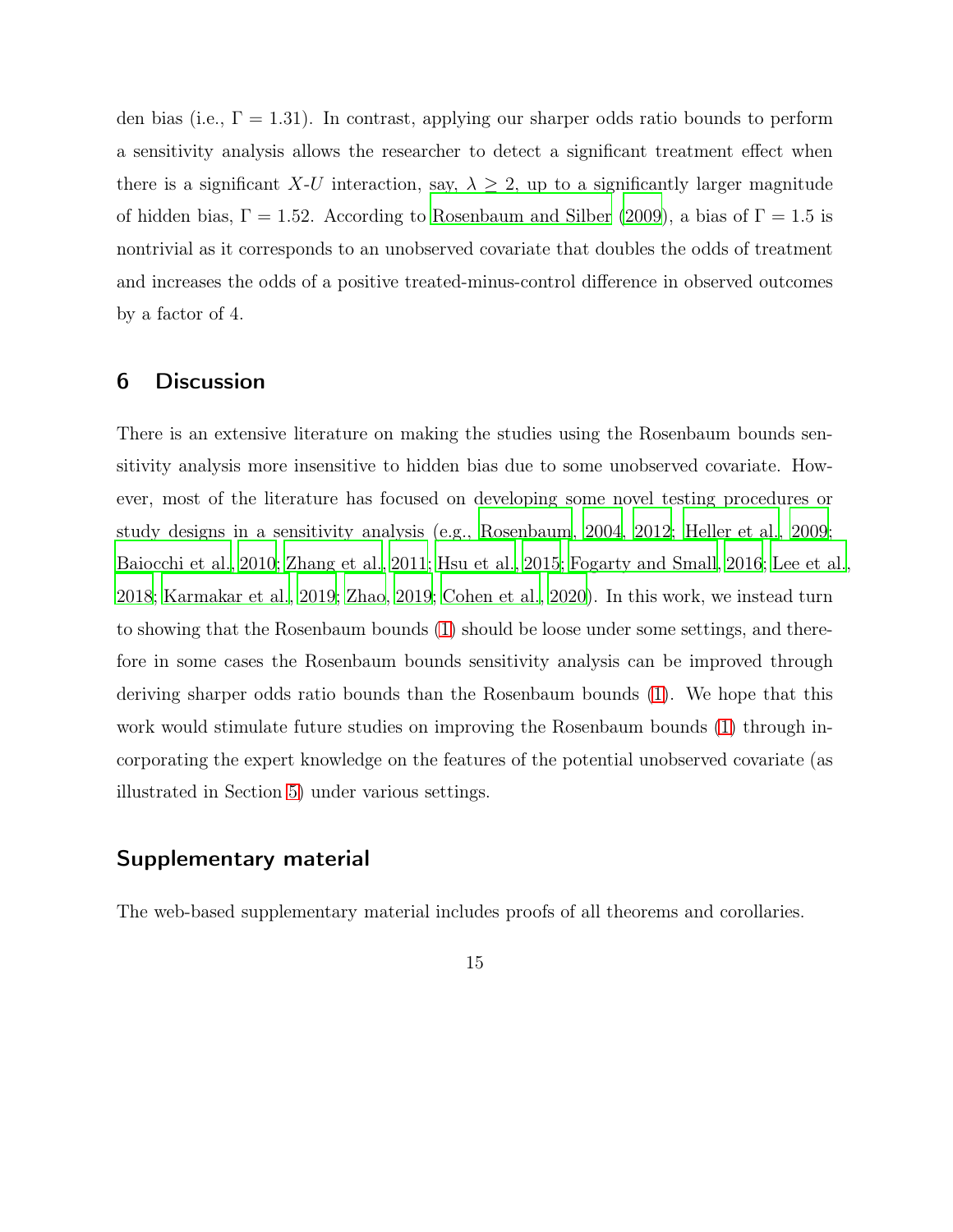den bias (i.e., $\Gamma = 1.31$). In contrast, applying our sharper odds ratio bounds to perform a sensitivity analysis allows the researcher to detect a significant treatment effect when there is a significant $X$-$U$ interaction, say, $\lambda \geq 2$, up to a significantly larger magnitude of hidden bias, $\Gamma = 1.52$. According to Rosenbaum and Silber (2009), a bias of $\Gamma = 1.5$ is nontrivial as it corresponds to an unobserved covariate that doubles the odds of treatment and increases the odds of a positive treated-minus-control difference in observed outcomes by a factor of 4.

## 6 Discussion

There is an extensive literature on making the studies using the Rosenbaum bounds sensitivity analysis more insensitive to hidden bias due to some unobserved covariate. However, most of the literature has focused on developing some novel testing procedures or study designs in a sensitivity analysis (e.g., Rosenbaum, 2004, 2012; Heller et al., 2009; Baiocchi et al., 2010; Zhang et al., 2011; Hsu et al., 2015; Fogarty and Small, 2016; Lee et al., 2018; Karmakar et al., 2019; Zhao, 2019; Cohen et al., 2020). In this work, we instead turn to showing that the Rosenbaum bounds (1) should be loose under some settings, and therefore in some cases the Rosenbaum bounds sensitivity analysis can be improved through deriving sharper odds ratio bounds than the Rosenbaum bounds (1). We hope that this work would stimulate future studies on improving the Rosenbaum bounds (1) through incorporating the expert knowledge on the features of the potential unobserved covariate (as illustrated in Section 5) under various settings.

## Supplementary material

The web-based supplementary material includes proofs of all theorems and corollaries.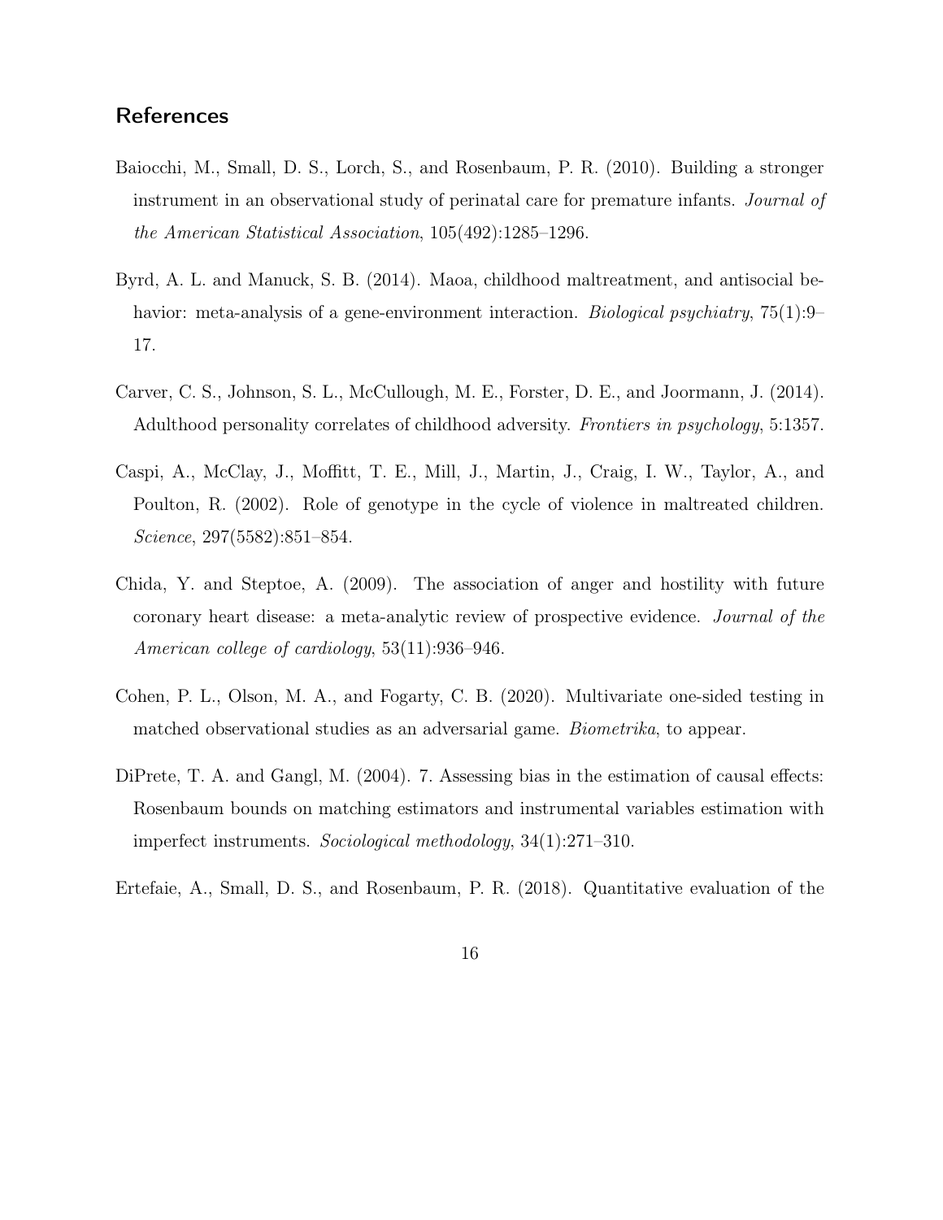## References

Baiocchi, M., Small, D. S., Lorch, S., and Rosenbaum, P. R. (2010). Building a stronger instrument in an observational study of perinatal care for premature infants. *Journal of the American Statistical Association*, 105(492):1285–1296.

Byrd, A. L. and Manuck, S. B. (2014). Maoa, childhood maltreatment, and antisocial behavior: meta-analysis of a gene-environment interaction. *Biological psychiatry*, 75(1):9–17.

Carver, C. S., Johnson, S. L., McCullough, M. E., Forster, D. E., and Joormann, J. (2014). Adulthood personality correlates of childhood adversity. *Frontiers in psychology*, 5:1357.

Caspi, A., McClay, J., Moffitt, T. E., Mill, J., Martin, J., Craig, I. W., Taylor, A., and Poulton, R. (2002). Role of genotype in the cycle of violence in maltreated children. *Science*, 297(5582):851–854.

Chida, Y. and Steptoe, A. (2009). The association of anger and hostility with future coronary heart disease: a meta-analytic review of prospective evidence. *Journal of the American college of cardiology*, 53(11):936–946.

Cohen, P. L., Olson, M. A., and Fogarty, C. B. (2020). Multivariate one-sided testing in matched observational studies as an adversarial game. *Biometrika*, to appear.

DiPrete, T. A. and Gangl, M. (2004). 7. Assessing bias in the estimation of causal effects: Rosenbaum bounds on matching estimators and instrumental variables estimation with imperfect instruments. *Sociological methodology*, 34(1):271–310.

Ertefaie, A., Small, D. S., and Rosenbaum, P. R. (2018). Quantitative evaluation of the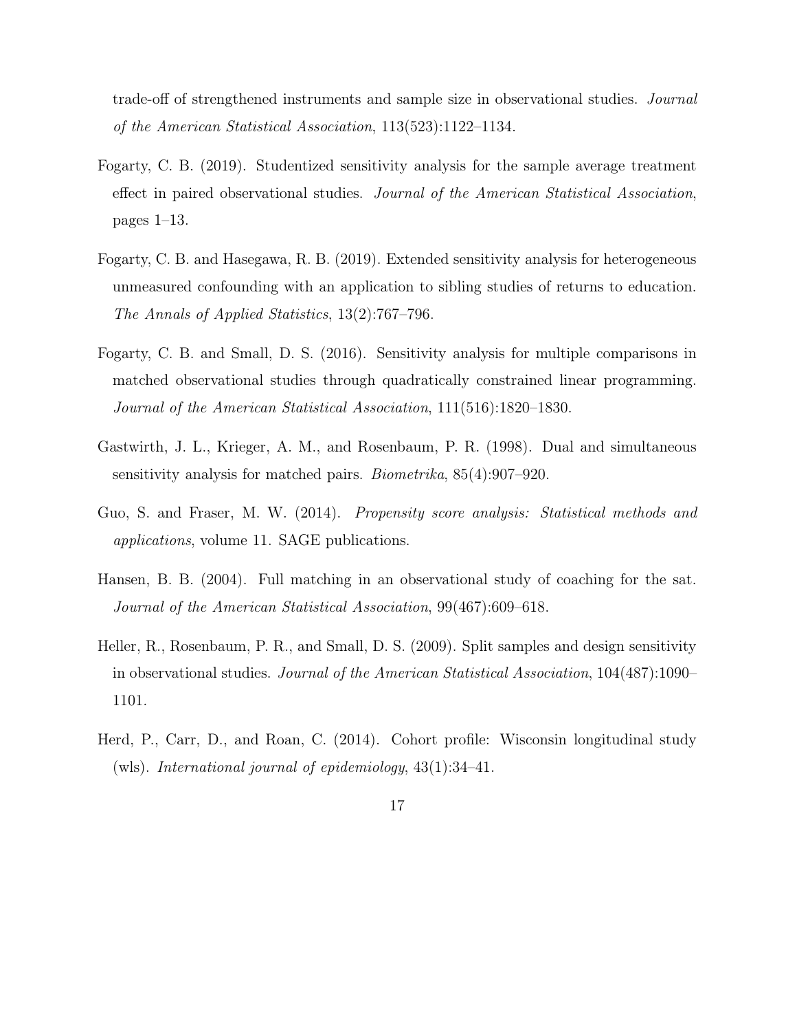trade-off of strengthened instruments and sample size in observational studies. *Journal of the American Statistical Association*, 113(523):1122–1134.

Fogarty, C. B. (2019). Studentized sensitivity analysis for the sample average treatment effect in paired observational studies. *Journal of the American Statistical Association*, pages 1–13.

Fogarty, C. B. and Hasegawa, R. B. (2019). Extended sensitivity analysis for heterogeneous unmeasured confounding with an application to sibling studies of returns to education. *The Annals of Applied Statistics*, 13(2):767–796.

Fogarty, C. B. and Small, D. S. (2016). Sensitivity analysis for multiple comparisons in matched observational studies through quadratically constrained linear programming. *Journal of the American Statistical Association*, 111(516):1820–1830.

Gastwirth, J. L., Krieger, A. M., and Rosenbaum, P. R. (1998). Dual and simultaneous sensitivity analysis for matched pairs. *Biometrika*, 85(4):907–920.

Guo, S. and Fraser, M. W. (2014). *Propensity score analysis: Statistical methods and applications*, volume 11. SAGE publications.

Hansen, B. B. (2004). Full matching in an observational study of coaching for the sat. *Journal of the American Statistical Association*, 99(467):609–618.

Heller, R., Rosenbaum, P. R., and Small, D. S. (2009). Split samples and design sensitivity in observational studies. *Journal of the American Statistical Association*, 104(487):1090–1101.

Herd, P., Carr, D., and Roan, C. (2014). Cohort profile: Wisconsin longitudinal study (wls). *International journal of epidemiology*, 43(1):34–41.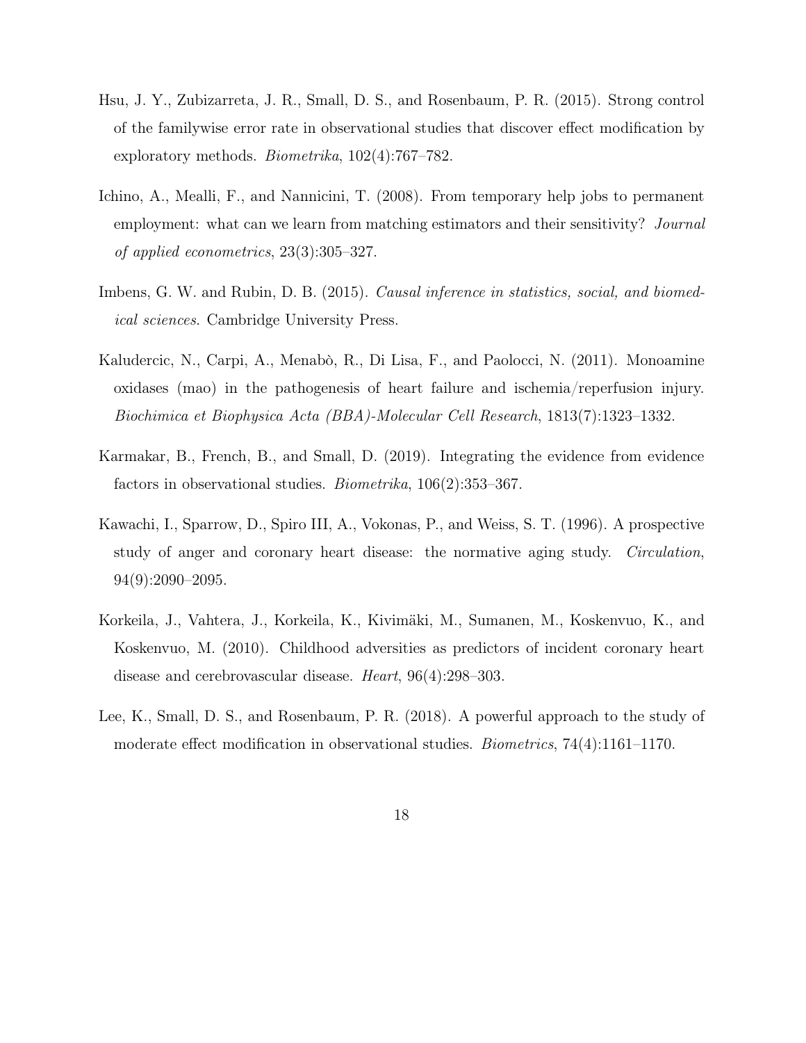Hsu, J. Y., Zubizarreta, J. R., Small, D. S., and Rosenbaum, P. R. (2015). Strong control of the familywise error rate in observational studies that discover effect modification by exploratory methods. *Biometrika*, 102(4):767–782.

Ichino, A., Mealli, F., and Nannicini, T. (2008). From temporary help jobs to permanent employment: what can we learn from matching estimators and their sensitivity? *Journal of applied econometrics*, 23(3):305–327.

Imbens, G. W. and Rubin, D. B. (2015). *Causal inference in statistics, social, and biomedical sciences*. Cambridge University Press.

Kaludercic, N., Carpi, A., Menabò, R., Di Lisa, F., and Paolocci, N. (2011). Monoamine oxidases (mao) in the pathogenesis of heart failure and ischemia/reperfusion injury. *Biochimica et Biophysica Acta (BBA)-Molecular Cell Research*, 1813(7):1323–1332.

Karmakar, B., French, B., and Small, D. (2019). Integrating the evidence from evidence factors in observational studies. *Biometrika*, 106(2):353–367.

Kawachi, I., Sparrow, D., Spiro III, A., Vokonas, P., and Weiss, S. T. (1996). A prospective study of anger and coronary heart disease: the normative aging study. *Circulation*, 94(9):2090–2095.

Korkeila, J., Vahtera, J., Korkeila, K., Kivimäki, M., Sumanen, M., Koskenvuo, K., and Koskenvuo, M. (2010). Childhood adversities as predictors of incident coronary heart disease and cerebrovascular disease. *Heart*, 96(4):298–303.

Lee, K., Small, D. S., and Rosenbaum, P. R. (2018). A powerful approach to the study of moderate effect modification in observational studies. *Biometrics*, 74(4):1161–1170.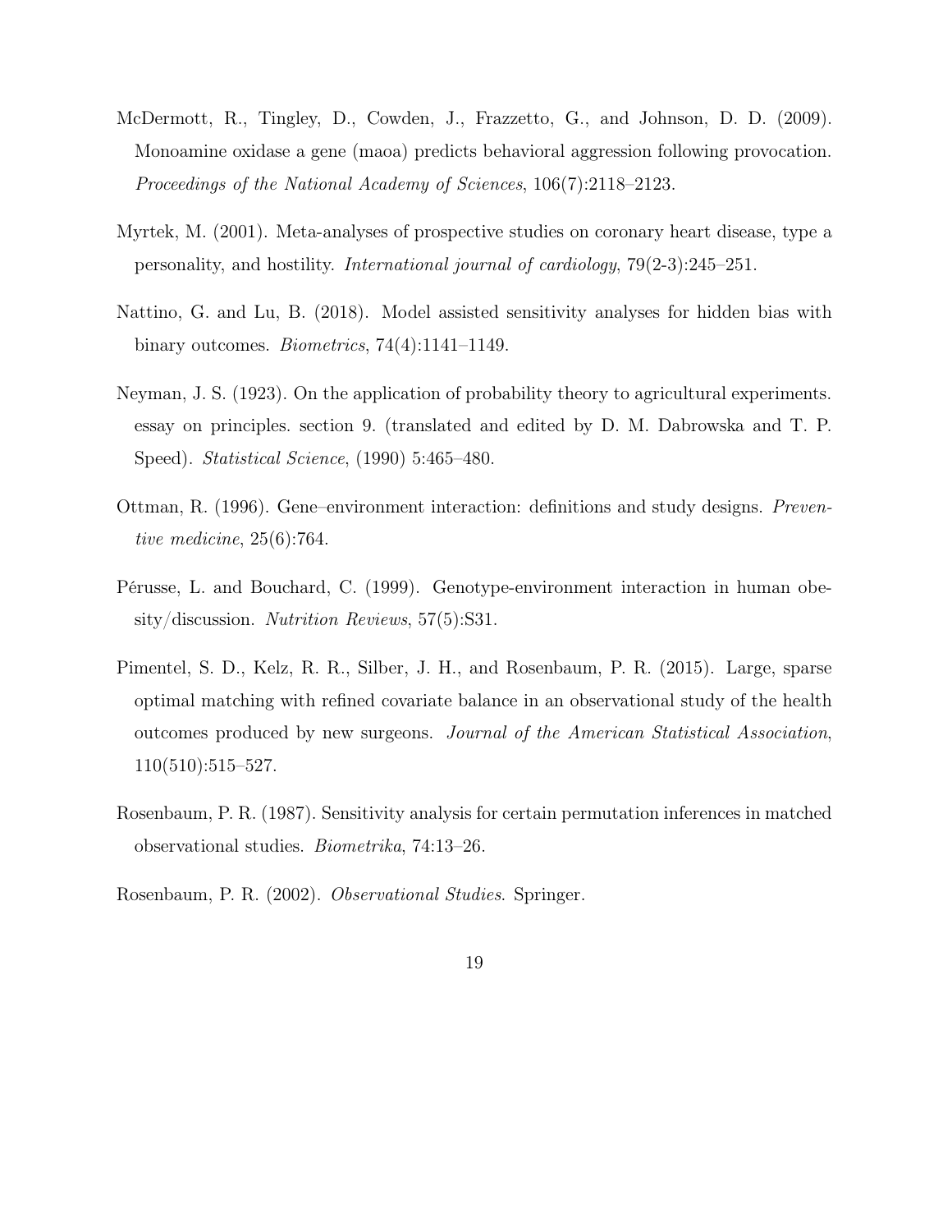McDermott, R., Tingley, D., Cowden, J., Frazzetto, G., and Johnson, D. D. (2009). Monoamine oxidase a gene (maoa) predicts behavioral aggression following provocation. *Proceedings of the National Academy of Sciences*, 106(7):2118–2123.

Myrtek, M. (2001). Meta-analyses of prospective studies on coronary heart disease, type a personality, and hostility. *International journal of cardiology*, 79(2-3):245–251.

Nattino, G. and Lu, B. (2018). Model assisted sensitivity analyses for hidden bias with binary outcomes. *Biometrics*, 74(4):1141–1149.

Neyman, J. S. (1923). On the application of probability theory to agricultural experiments. essay on principles. section 9. (translated and edited by D. M. Dabrowska and T. P. Speed). *Statistical Science*, (1990) 5:465–480.

Ottman, R. (1996). Gene–environment interaction: definitions and study designs. *Preventive medicine*, 25(6):764.

Pérusse, L. and Bouchard, C. (1999). Genotype-environment interaction in human obesity/discussion. *Nutrition Reviews*, 57(5):S31.

Pimentel, S. D., Kelz, R. R., Silber, J. H., and Rosenbaum, P. R. (2015). Large, sparse optimal matching with refined covariate balance in an observational study of the health outcomes produced by new surgeons. *Journal of the American Statistical Association*, 110(510):515–527.

Rosenbaum, P. R. (1987). Sensitivity analysis for certain permutation inferences in matched observational studies. *Biometrika*, 74:13–26.

Rosenbaum, P. R. (2002). *Observational Studies*. Springer.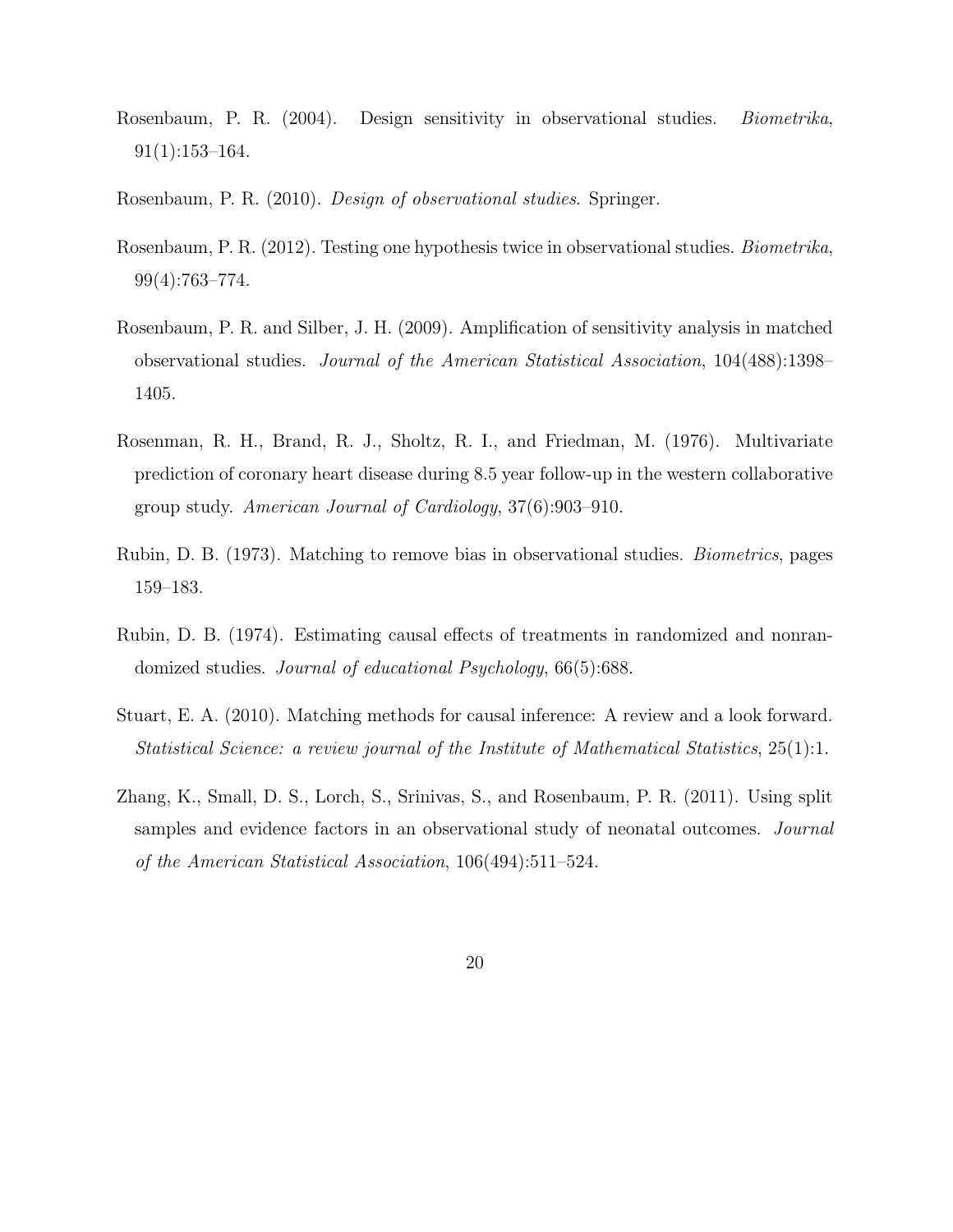Rosenbaum, P. R. (2004). Design sensitivity in observational studies. *Biometrika*, 91(1):153–164.

Rosenbaum, P. R. (2010). *Design of observational studies*. Springer.

Rosenbaum, P. R. (2012). Testing one hypothesis twice in observational studies. *Biometrika*, 99(4):763–774.

Rosenbaum, P. R. and Silber, J. H. (2009). Amplification of sensitivity analysis in matched observational studies. *Journal of the American Statistical Association*, 104(488):1398–1405.

Rosenman, R. H., Brand, R. J., Sholtz, R. I., and Friedman, M. (1976). Multivariate prediction of coronary heart disease during 8.5 year follow-up in the western collaborative group study. *American Journal of Cardiology*, 37(6):903–910.

Rubin, D. B. (1973). Matching to remove bias in observational studies. *Biometrics*, pages 159–183.

Rubin, D. B. (1974). Estimating causal effects of treatments in randomized and nonrandomized studies. *Journal of educational Psychology*, 66(5):688.

Stuart, E. A. (2010). Matching methods for causal inference: A review and a look forward. *Statistical Science: a review journal of the Institute of Mathematical Statistics*, 25(1):1.

Zhang, K., Small, D. S., Lorch, S., Srinivas, S., and Rosenbaum, P. R. (2011). Using split samples and evidence factors in an observational study of neonatal outcomes. *Journal of the American Statistical Association*, 106(494):511–524.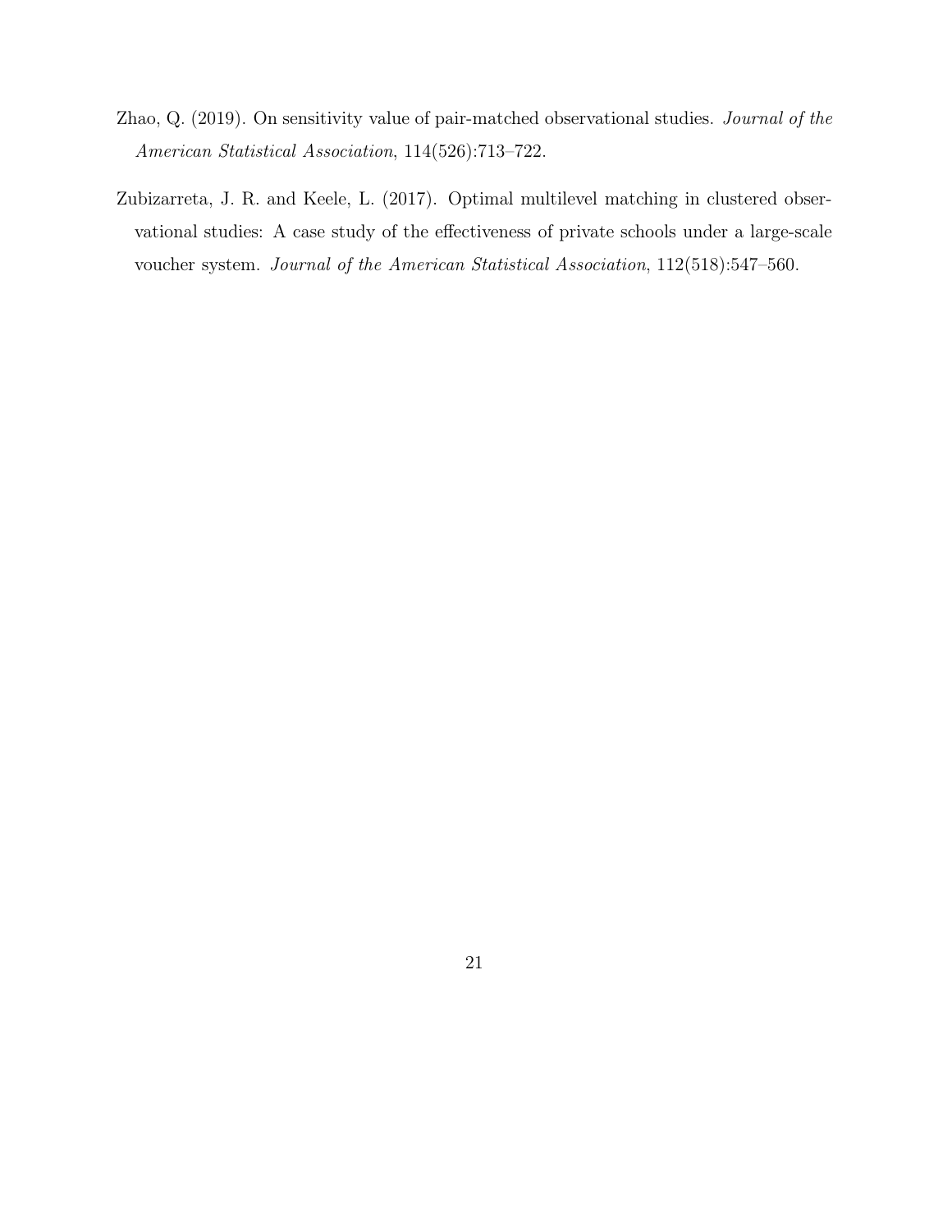Zhao, Q. (2019). On sensitivity value of pair-matched observational studies. *Journal of the American Statistical Association*, 114(526):713–722.

Zubizarreta, J. R. and Keele, L. (2017). Optimal multilevel matching in clustered observational studies: A case study of the effectiveness of private schools under a large-scale voucher system. *Journal of the American Statistical Association*, 112(518):547–560.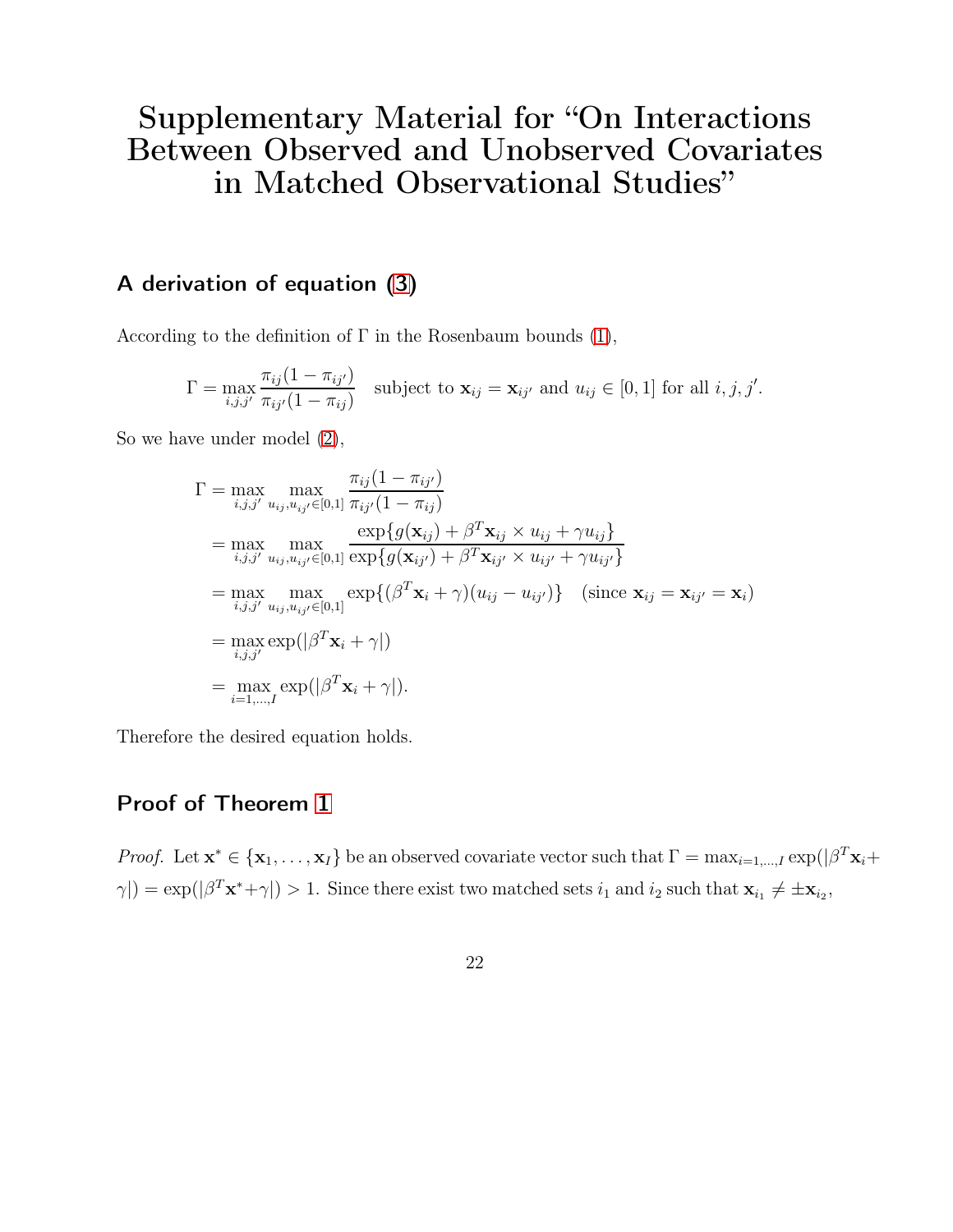# Supplementary Material for "On Interactions Between Observed and Unobserved Covariates in Matched Observational Studies"

## A derivation of equation (3)

According to the definition of $\Gamma$ in the Rosenbaum bounds (1),

$$\Gamma = \max_{i,j,j'} \frac{\pi_{ij}(1-\pi_{ij'})}{\pi_{ij'}(1-\pi_{ij})} \quad \text{subject to } \mathbf{x}_{ij} = \mathbf{x}_{ij'} \text{ and } u_{ij} \in [0,1] \text{ for all } i, j, j'.$$

So we have under model (2),

$$\begin{aligned}
\Gamma &= \max_{i,j,j'} \max_{u_{ij}, u_{ij'} \in [0,1]} \frac{\pi_{ij}(1-\pi_{ij'})}{\pi_{ij'}(1-\pi_{ij})} \\
&= \max_{i,j,j'} \max_{u_{ij}, u_{ij'} \in [0,1]} \frac{\exp\{g(\mathbf{x}_{ij}) + \beta^T \mathbf{x}_{ij} \times u_{ij} + \gamma u_{ij}\}}{\exp\{g(\mathbf{x}_{ij'}) + \beta^T \mathbf{x}_{ij'} \times u_{ij'} + \gamma u_{ij'}\}} \\
&= \max_{i,j,j'} \max_{u_{ij}, u_{ij'} \in [0,1]} \exp\{(\beta^T \mathbf{x}_i + \gamma)(u_{ij} - u_{ij'})\} \quad (\text{since } \mathbf{x}_{ij} = \mathbf{x}_{ij'} = \mathbf{x}_i) \\
&= \max_{i,j,j'} \exp(|\beta^T \mathbf{x}_i + \gamma|) \\
&= \max_{i=1,\dots,I} \exp(|\beta^T \mathbf{x}_i + \gamma|).
\end{aligned}$$

Therefore the desired equation holds.

## Proof of Theorem 1

*Proof.* Let $\mathbf{x}^* \in \{\mathbf{x}_1, \dots, \mathbf{x}_I\}$ be an observed covariate vector such that $\Gamma = \max_{i=1,\dots,I} \exp(|\beta^T \mathbf{x}_i + \gamma|) = \exp(|\beta^T \mathbf{x}^* + \gamma|) > 1$. Since there exist two matched sets $i_1$ and $i_2$ such that $\mathbf{x}_{i_1} \neq \pm \mathbf{x}_{i_2}$,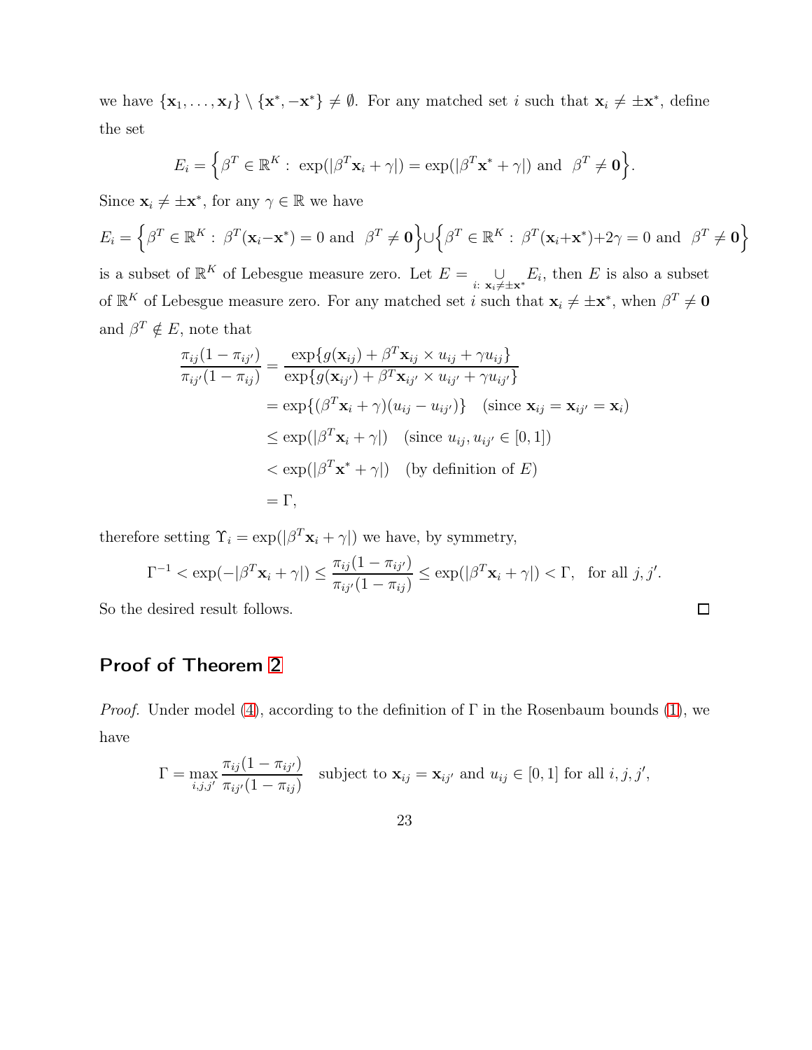we have $\{\mathbf{x}_1, \dots, \mathbf{x}_I\} \setminus \{\mathbf{x}^*, -\mathbf{x}^*\} \neq \emptyset$. For any matched set $i$ such that $\mathbf{x}_i \neq \pm\mathbf{x}^*$, define the set

$$E_i = \Big\{\beta^T \in \mathbb{R}^K : \exp(|\beta^T \mathbf{x}_i + \gamma|) = \exp(|\beta^T \mathbf{x}^* + \gamma|) \text{ and } \beta^T \neq \mathbf{0}\Big\}.$$

Since $\mathbf{x}_i \neq \pm\mathbf{x}^*$, for any $\gamma \in \mathbb{R}$ we have

$$E_i = \Big\{\beta^T \in \mathbb{R}^K : \beta^T(\mathbf{x}_i - \mathbf{x}^*) = 0 \text{ and } \beta^T \neq \mathbf{0}\Big\} \cup \Big\{\beta^T \in \mathbb{R}^K : \beta^T(\mathbf{x}_i + \mathbf{x}^*) + 2\gamma = 0 \text{ and } \beta^T \neq \mathbf{0}\Big\}$$

is a subset of $\mathbb{R}^K$ of Lebesgue measure zero. Let $E = \underset{i:\ \mathbf{x}_i \neq \pm\mathbf{x}^*}{\cup} E_i$, then $E$ is also a subset of $\mathbb{R}^K$ of Lebesgue measure zero. For any matched set $i$ such that $\mathbf{x}_i \neq \pm\mathbf{x}^*$, when $\beta^T \neq \mathbf{0}$ and $\beta^T \notin E$, note that

$$\begin{aligned}
\frac{\pi_{ij}(1-\pi_{ij'})}{\pi_{ij'}(1-\pi_{ij})} &= \frac{\exp\{g(\mathbf{x}_{ij}) + \beta^T \mathbf{x}_{ij} \times u_{ij} + \gamma u_{ij}\}}{\exp\{g(\mathbf{x}_{ij'}) + \beta^T \mathbf{x}_{ij'} \times u_{ij'} + \gamma u_{ij'}\}} \\
&= \exp\{(\beta^T \mathbf{x}_i + \gamma)(u_{ij} - u_{ij'})\} \quad (\text{since } \mathbf{x}_{ij} = \mathbf{x}_{ij'} = \mathbf{x}_i) \\
&\leq \exp(|\beta^T \mathbf{x}_i + \gamma|) \quad (\text{since } u_{ij}, u_{ij'} \in [0,1]) \\
&< \exp(|\beta^T \mathbf{x}^* + \gamma|) \quad (\text{by definition of } E) \\
&= \Gamma,
\end{aligned}$$

therefore setting $\Upsilon_i = \exp(|\beta^T \mathbf{x}_i + \gamma|)$ we have, by symmetry,

$$\Gamma^{-1} < \exp(-|\beta^T \mathbf{x}_i + \gamma|) \leq \frac{\pi_{ij}(1-\pi_{ij'})}{\pi_{ij'}(1-\pi_{ij})} \leq \exp(|\beta^T \mathbf{x}_i + \gamma|) < \Gamma, \quad \text{for all } j, j'.$$

So the desired result follows. $\square$

## Proof of Theorem 2

*Proof.* Under model (4), according to the definition of $\Gamma$ in the Rosenbaum bounds (1), we have

$$\Gamma = \max_{i,j,j'} \frac{\pi_{ij}(1-\pi_{ij'})}{\pi_{ij'}(1-\pi_{ij})} \quad \text{subject to } \mathbf{x}_{ij} = \mathbf{x}_{ij'} \text{ and } u_{ij} \in [0,1] \text{ for all } i, j, j',$$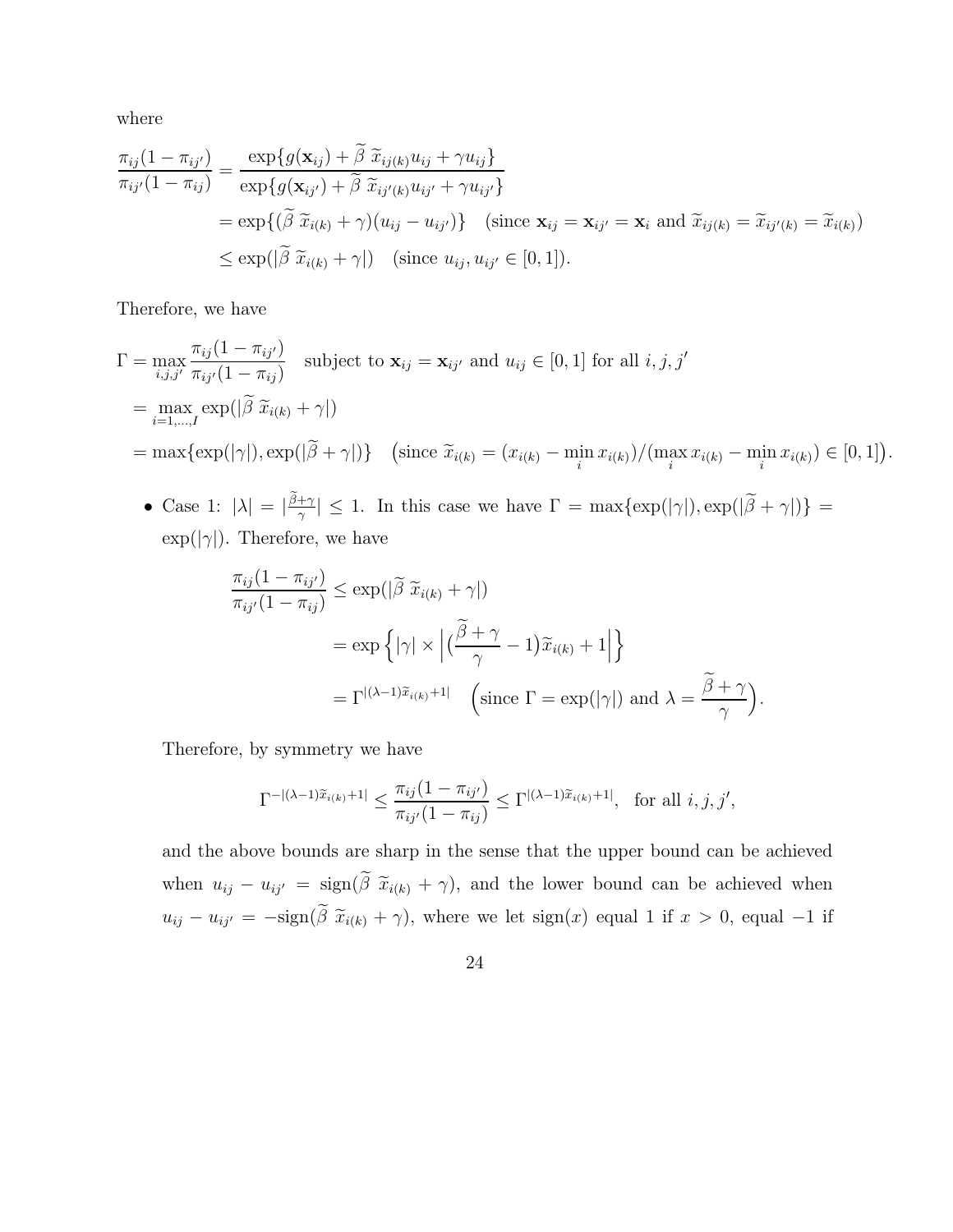where

$$
\begin{aligned}
\frac{\pi_{ij}(1-\pi_{ij'})}{\pi_{ij'}(1-\pi_{ij})} &= \frac{\exp\{g(\mathbf{x}_{ij}) + \widetilde{\beta}\ \widetilde{x}_{ij(k)} u_{ij} + \gamma u_{ij}\}}{\exp\{g(\mathbf{x}_{ij'}) + \widetilde{\beta}\ \widetilde{x}_{ij'(k)} u_{ij'} + \gamma u_{ij'}\}} \\
&= \exp\{(\widetilde{\beta}\ \widetilde{x}_{i(k)} + \gamma)(u_{ij} - u_{ij'})\} \quad (\text{since } \mathbf{x}_{ij} = \mathbf{x}_{ij'} = \mathbf{x}_i \text{ and } \widetilde{x}_{ij(k)} = \widetilde{x}_{ij'(k)} = \widetilde{x}_{i(k)}) \\
&\leq \exp(|\widetilde{\beta}\ \widetilde{x}_{i(k)} + \gamma|) \quad (\text{since } u_{ij}, u_{ij'} \in [0,1]).
\end{aligned}
$$

Therefore, we have

$$
\begin{aligned}
\Gamma &= \max_{i,j,j'} \frac{\pi_{ij}(1-\pi_{ij'})}{\pi_{ij'}(1-\pi_{ij})} \quad \text{subject to } \mathbf{x}_{ij} = \mathbf{x}_{ij'} \text{ and } u_{ij} \in [0,1] \text{ for all } i, j, j' \\
&= \max_{i=1,\dots,I} \exp(|\widetilde{\beta}\ \widetilde{x}_{i(k)} + \gamma|) \\
&= \max\{\exp(|\gamma|), \exp(|\widetilde{\beta} + \gamma|)\} \quad \big(\text{since } \widetilde{x}_{i(k)} = (x_{i(k)} - \min_i x_{i(k)})/(\max_i x_{i(k)} - \min_i x_{i(k)}) \in [0,1]\big).
\end{aligned}
$$

- Case 1: $|\lambda| = |\frac{\widetilde{\beta}+\gamma}{\gamma}| \leq 1$. In this case we have $\Gamma = \max\{\exp(|\gamma|), \exp(|\widetilde{\beta} + \gamma|)\} = \exp(|\gamma|)$. Therefore, we have

$$
\begin{aligned}
\frac{\pi_{ij}(1-\pi_{ij'})}{\pi_{ij'}(1-\pi_{ij})} &\leq \exp(|\widetilde{\beta}\ \widetilde{x}_{i(k)} + \gamma|) \\
&= \exp\Big\{|\gamma| \times \Big|\big(\frac{\widetilde{\beta}+\gamma}{\gamma} - 1\big)\widetilde{x}_{i(k)} + 1\Big|\Big\} \\
&= \Gamma^{|(\lambda-1)\widetilde{x}_{i(k)}+1|} \quad \Big(\text{since } \Gamma = \exp(|\gamma|) \text{ and } \lambda = \frac{\widetilde{\beta}+\gamma}{\gamma}\Big).
\end{aligned}
$$

  Therefore, by symmetry we have

$$
\Gamma^{-|(\lambda-1)\widetilde{x}_{i(k)}+1|} \leq \frac{\pi_{ij}(1-\pi_{ij'})}{\pi_{ij'}(1-\pi_{ij})} \leq \Gamma^{|(\lambda-1)\widetilde{x}_{i(k)}+1|}, \quad \text{for all } i, j, j',
$$

  and the above bounds are sharp in the sense that the upper bound can be achieved when $u_{ij} - u_{ij'} = \text{sign}(\widetilde{\beta}\ \widetilde{x}_{i(k)} + \gamma)$, and the lower bound can be achieved when $u_{ij} - u_{ij'} = -\text{sign}(\widetilde{\beta}\ \widetilde{x}_{i(k)} + \gamma)$, where we let $\text{sign}(x)$ equal 1 if $x > 0$, equal $-1$ if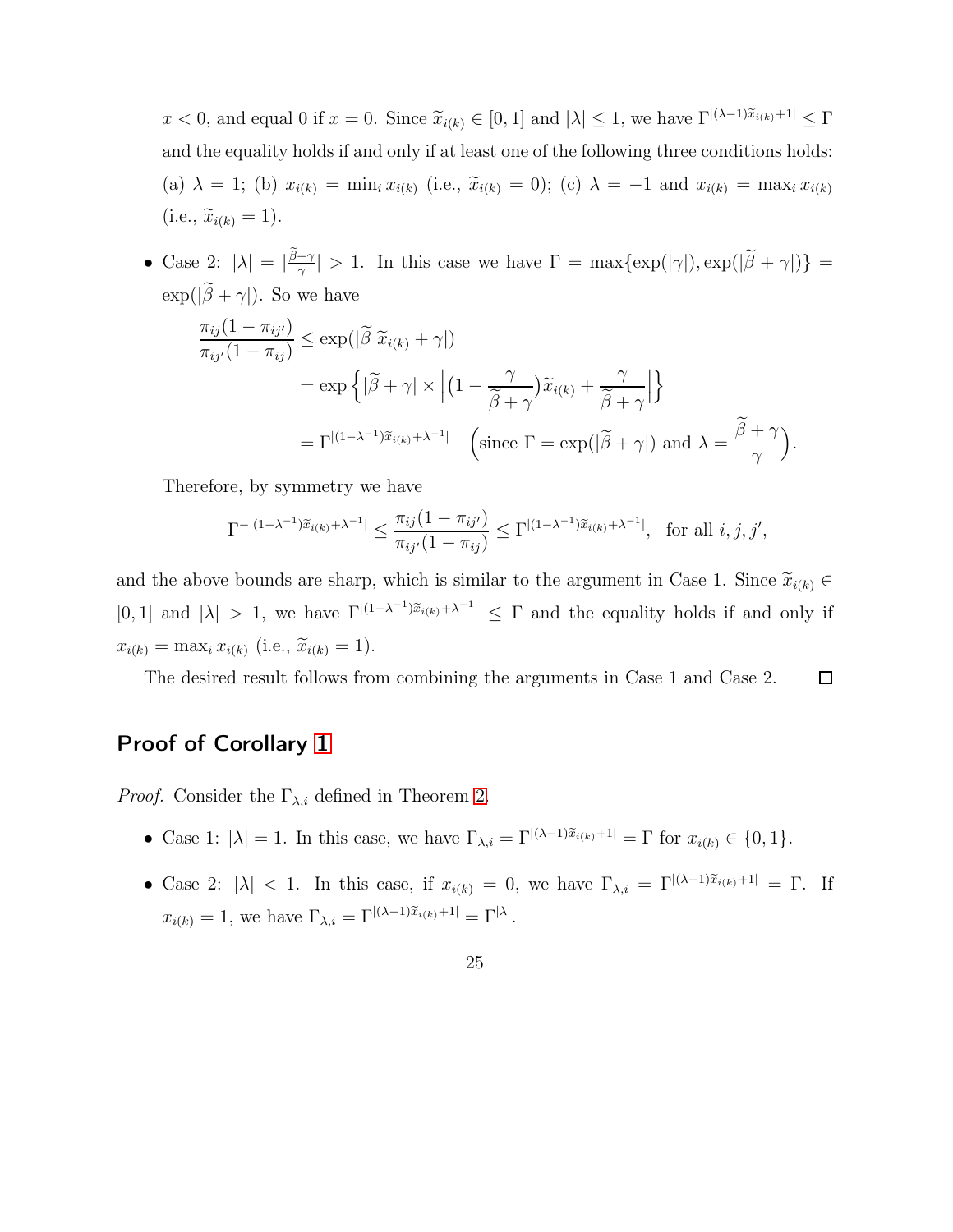$x < 0$, and equal 0 if $x = 0$. Since $\widetilde{x}_{i(k)} \in [0, 1]$ and $|\lambda| \leq 1$, we have $\Gamma^{|(\lambda-1)\widetilde{x}_{i(k)}+1|} \leq \Gamma$ and the equality holds if and only if at least one of the following three conditions holds: (a) $\lambda = 1$; (b) $x_{i(k)} = \min_i x_{i(k)}$ (i.e., $\widetilde{x}_{i(k)} = 0$); (c) $\lambda = -1$ and $x_{i(k)} = \max_i x_{i(k)}$ (i.e., $\widetilde{x}_{i(k)} = 1$).

- Case 2: $|\lambda| = |\frac{\widetilde{\beta}+\gamma}{\gamma}| > 1$. In this case we have $\Gamma = \max\{\exp(|\gamma|), \exp(|\widetilde{\beta} + \gamma|)\} = \exp(|\widetilde{\beta} + \gamma|)$. So we have

$$
\begin{aligned}
\frac{\pi_{ij}(1-\pi_{ij'})}{\pi_{ij'}(1-\pi_{ij})} &\leq \exp(|\widetilde{\beta}\, \widetilde{x}_{i(k)} + \gamma|) \\
&= \exp\left\{|\widetilde{\beta} + \gamma| \times \left|\big(1 - \frac{\gamma}{\widetilde{\beta}+\gamma}\big)\widetilde{x}_{i(k)} + \frac{\gamma}{\widetilde{\beta}+\gamma}\right|\right\} \\
&= \Gamma^{|(1-\lambda^{-1})\widetilde{x}_{i(k)}+\lambda^{-1}|} \quad \Big(\text{since } \Gamma = \exp(|\widetilde{\beta} + \gamma|) \text{ and } \lambda = \frac{\widetilde{\beta}+\gamma}{\gamma}\Big).
\end{aligned}
$$

Therefore, by symmetry we have

$$
\Gamma^{-|(1-\lambda^{-1})\widetilde{x}_{i(k)}+\lambda^{-1}|} \leq \frac{\pi_{ij}(1-\pi_{ij'})}{\pi_{ij'}(1-\pi_{ij})} \leq \Gamma^{|(1-\lambda^{-1})\widetilde{x}_{i(k)}+\lambda^{-1}|}, \quad \text{for all } i, j, j',
$$

and the above bounds are sharp, which is similar to the argument in Case 1. Since $\widetilde{x}_{i(k)} \in [0, 1]$ and $|\lambda| > 1$, we have $\Gamma^{|(1-\lambda^{-1})\widetilde{x}_{i(k)}+\lambda^{-1}|} \leq \Gamma$ and the equality holds if and only if $x_{i(k)} = \max_i x_{i(k)}$ (i.e., $\widetilde{x}_{i(k)} = 1$).

The desired result follows from combining the arguments in Case 1 and Case 2. $\square$

## Proof of Corollary 1

*Proof.* Consider the $\Gamma_{\lambda,i}$ defined in Theorem 2.

- Case 1: $|\lambda| = 1$. In this case, we have $\Gamma_{\lambda,i} = \Gamma^{|(\lambda-1)\widetilde{x}_{i(k)}+1|} = \Gamma$ for $x_{i(k)} \in \{0, 1\}$.
- Case 2: $|\lambda| < 1$. In this case, if $x_{i(k)} = 0$, we have $\Gamma_{\lambda,i} = \Gamma^{|(\lambda-1)\widetilde{x}_{i(k)}+1|} = \Gamma$. If $x_{i(k)} = 1$, we have $\Gamma_{\lambda,i} = \Gamma^{|(\lambda-1)\widetilde{x}_{i(k)}+1|} = \Gamma^{|\lambda|}$.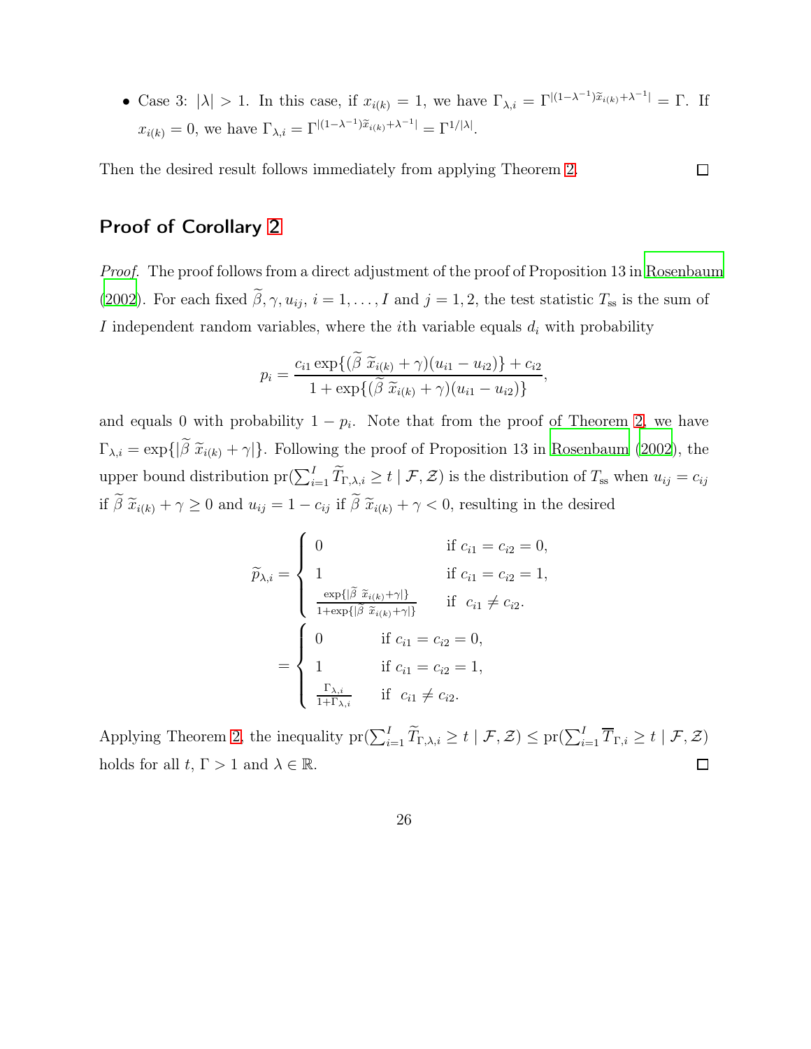- Case 3: $|\lambda| > 1$. In this case, if $x_{i(k)} = 1$, we have $\Gamma_{\lambda,i} = \Gamma^{|(1-\lambda^{-1})\widetilde{x}_{i(k)}+\lambda^{-1}|} = \Gamma$. If $x_{i(k)} = 0$, we have $\Gamma_{\lambda,i} = \Gamma^{|(1-\lambda^{-1})\widetilde{x}_{i(k)}+\lambda^{-1}|} = \Gamma^{1/|\lambda|}$.

Then the desired result follows immediately from applying Theorem 2. □

## Proof of Corollary 2

*Proof.* The proof follows from a direct adjustment of the proof of Proposition 13 in Rosenbaum (2002). For each fixed $\widetilde{\beta}, \gamma, u_{ij}$, $i = 1, \ldots, I$ and $j = 1, 2$, the test statistic $T_{\text{ss}}$ is the sum of $I$ independent random variables, where the $i$th variable equals $d_i$ with probability

$$p_i = \frac{c_{i1} \exp\{(\widetilde{\beta}\ \widetilde{x}_{i(k)} + \gamma)(u_{i1} - u_{i2})\} + c_{i2}}{1 + \exp\{(\widetilde{\beta}\ \widetilde{x}_{i(k)} + \gamma)(u_{i1} - u_{i2})\}},$$

and equals 0 with probability $1 - p_i$. Note that from the proof of Theorem 2, we have $\Gamma_{\lambda,i} = \exp\{|\widetilde{\beta}\ \widetilde{x}_{i(k)} + \gamma|\}$. Following the proof of Proposition 13 in Rosenbaum (2002), the upper bound distribution $\text{pr}(\sum_{i=1}^{I} \widetilde{T}_{\Gamma,\lambda,i} \geq t \mid \mathcal{F}, \mathcal{Z})$ is the distribution of $T_{\text{ss}}$ when $u_{ij} = c_{ij}$ if $\widetilde{\beta}\ \widetilde{x}_{i(k)} + \gamma \geq 0$ and $u_{ij} = 1 - c_{ij}$ if $\widetilde{\beta}\ \widetilde{x}_{i(k)} + \gamma < 0$, resulting in the desired

$$\widetilde{p}_{\lambda,i} = \begin{cases} 0 & \text{if } c_{i1} = c_{i2} = 0, \\ 1 & \text{if } c_{i1} = c_{i2} = 1, \\ \frac{\exp\{|\widetilde{\beta}\ \widetilde{x}_{i(k)}+\gamma|\}}{1+\exp\{|\widetilde{\beta}\ \widetilde{x}_{i(k)}+\gamma|\}} & \text{if } \ c_{i1} \neq c_{i2}. \end{cases}$$
$$= \begin{cases} 0 & \text{if } c_{i1} = c_{i2} = 0, \\ 1 & \text{if } c_{i1} = c_{i2} = 1, \\ \frac{\Gamma_{\lambda,i}}{1+\Gamma_{\lambda,i}} & \text{if } \ c_{i1} \neq c_{i2}. \end{cases}$$

Applying Theorem 2, the inequality $\text{pr}(\sum_{i=1}^{I} \widetilde{T}_{\Gamma,\lambda,i} \geq t \mid \mathcal{F}, \mathcal{Z}) \leq \text{pr}(\sum_{i=1}^{I} \overline{T}_{\Gamma,i} \geq t \mid \mathcal{F}, \mathcal{Z})$ holds for all $t$, $\Gamma > 1$ and $\lambda \in \mathbb{R}$. □